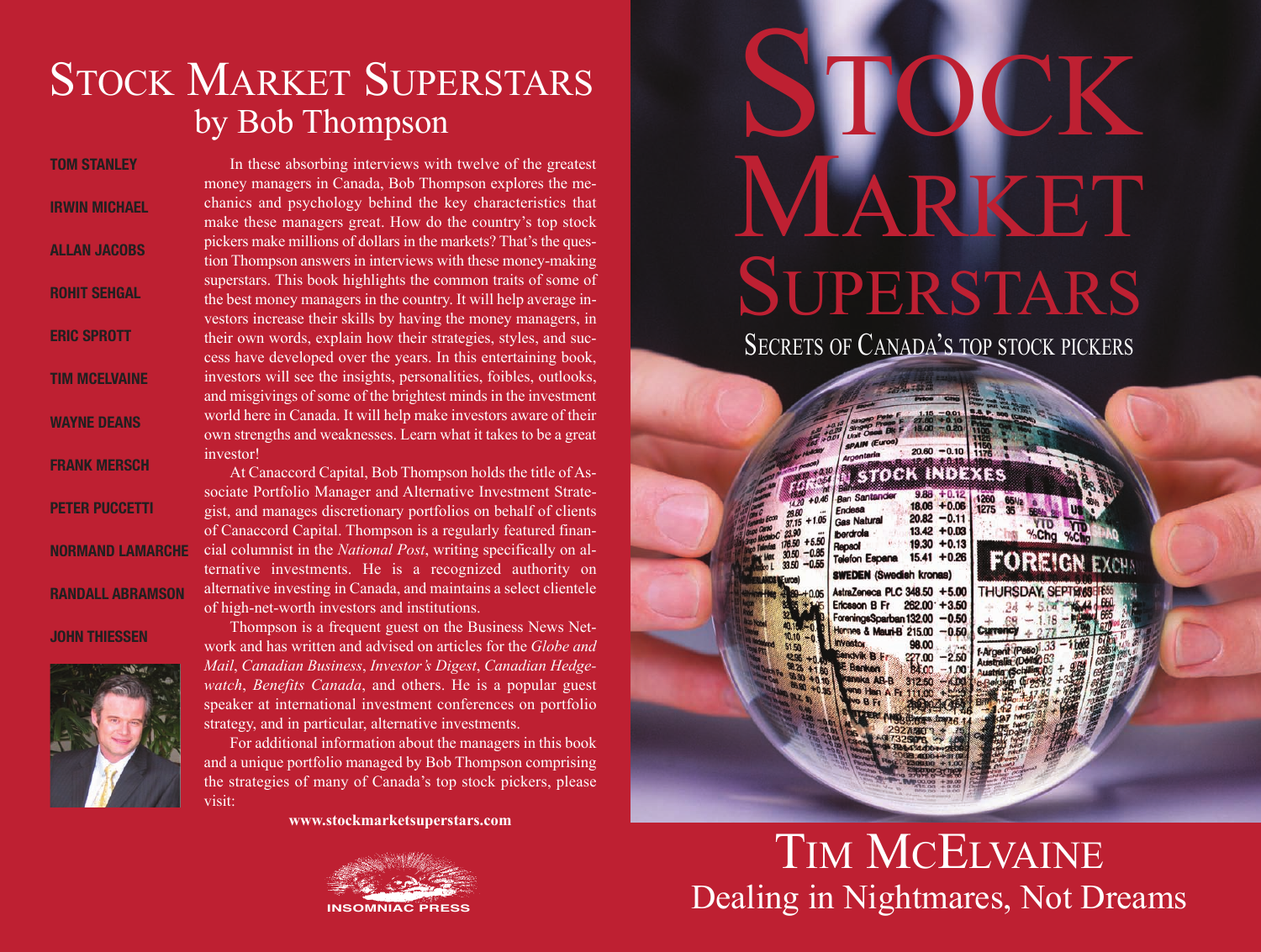# Stock Market Superstars
## by Bob Thompson

**TOM STANLEY**

**IRWIN MICHAEL**

**ALLAN JACOBS**

**ROHIT SEHGAL**

**ERIC SPROTT**

**TIM MCELVAINE**

**WAYNE DEANS**

**FRANK MERSCH**

**PETER PUCCETTI**

**NORMAND LAMARCHE**

**RANDALL ABRAMSON**

**JOHN THIESSEN**

In these absorbing interviews with twelve of the greatest money managers in Canada, Bob Thompson explores the mechanics and psychology behind the key characteristics that make these managers great. How do the country's top stock pickers make millions of dollars in the markets? That's the question Thompson answers in interviews with these money-making superstars. This book highlights the common traits of some of the best money managers in the country. It will help average investors increase their skills by having the money managers, in their own words, explain how their strategies, styles, and success have developed over the years. In this entertaining book, investors will see the insights, personalities, foibles, outlooks, and misgivings of some of the brightest minds in the investment world here in Canada. It will help make investors aware of their own strengths and weaknesses. Learn what it takes to be a great investor!

At Canaccord Capital, Bob Thompson holds the title of Associate Portfolio Manager and Alternative Investment Strategist, and manages discretionary portfolios on behalf of clients of Canaccord Capital. Thompson is a regularly featured financial columnist in the *National Post*, writing specifically on alternative investments. He is a recognized authority on alternative investing in Canada, and maintains a select clientele of high-net-worth investors and institutions.

Thompson is a frequent guest on the Business News Network and has written and advised on articles for the *Globe and Mail*, *Canadian Business*, *Investor's Digest*, *Canadian Hedgewatch*, *Benefits Canada*, and others. He is a popular guest speaker at international investment conferences on portfolio strategy, and in particular, alternative investments.

For additional information about the managers in this book and a unique portfolio managed by Bob Thompson comprising the strategies of many of Canada's top stock pickers, please visit:

**www.stockmarketsuperstars.com**

INSOMNIAC PRESS

# Stock Market Superstars

## Secrets of Canada's Top Stock Pickers

## Tim McElvaine
### Dealing in Nightmares, Not Dreams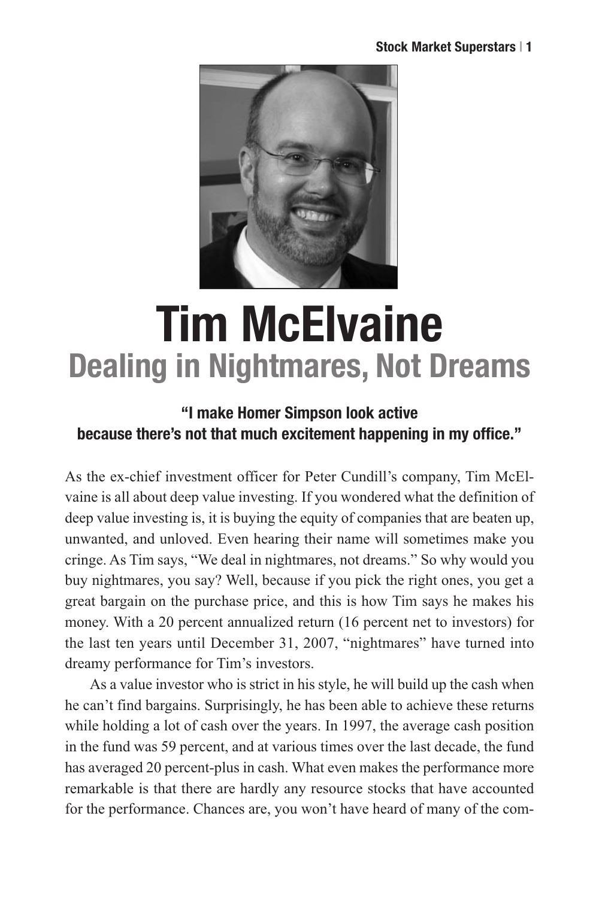# Tim McElvaine

## Dealing in Nightmares, Not Dreams

**"I make Homer Simpson look active because there's not that much excitement happening in my office."**

As the ex-chief investment officer for Peter Cundill's company, Tim McElvaine is all about deep value investing. If you wondered what the definition of deep value investing is, it is buying the equity of companies that are beaten up, unwanted, and unloved. Even hearing their name will sometimes make you cringe. As Tim says, "We deal in nightmares, not dreams." So why would you buy nightmares, you say? Well, because if you pick the right ones, you get a great bargain on the purchase price, and this is how Tim says he makes his money. With a 20 percent annualized return (16 percent net to investors) for the last ten years until December 31, 2007, "nightmares" have turned into dreamy performance for Tim's investors.

As a value investor who is strict in his style, he will build up the cash when he can't find bargains. Surprisingly, he has been able to achieve these returns while holding a lot of cash over the years. In 1997, the average cash position in the fund was 59 percent, and at various times over the last decade, the fund has averaged 20 percent-plus in cash. What even makes the performance more remarkable is that there are hardly any resource stocks that have accounted for the performance. Chances are, you won't have heard of many of the com-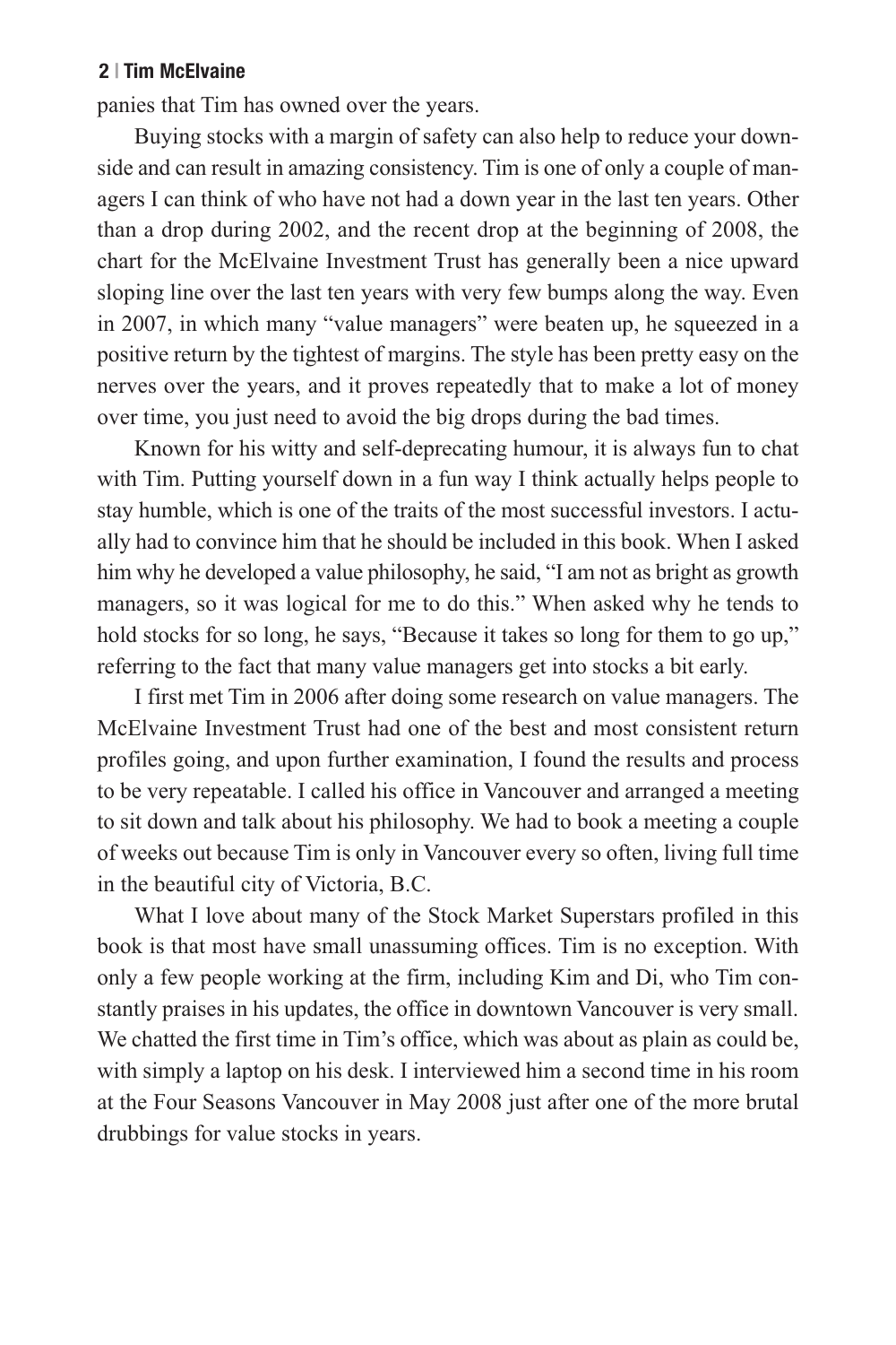panies that Tim has owned over the years.

Buying stocks with a margin of safety can also help to reduce your downside and can result in amazing consistency. Tim is one of only a couple of managers I can think of who have not had a down year in the last ten years. Other than a drop during 2002, and the recent drop at the beginning of 2008, the chart for the McElvaine Investment Trust has generally been a nice upward sloping line over the last ten years with very few bumps along the way. Even in 2007, in which many "value managers" were beaten up, he squeezed in a positive return by the tightest of margins. The style has been pretty easy on the nerves over the years, and it proves repeatedly that to make a lot of money over time, you just need to avoid the big drops during the bad times.

Known for his witty and self-deprecating humour, it is always fun to chat with Tim. Putting yourself down in a fun way I think actually helps people to stay humble, which is one of the traits of the most successful investors. I actually had to convince him that he should be included in this book. When I asked him why he developed a value philosophy, he said, "I am not as bright as growth managers, so it was logical for me to do this." When asked why he tends to hold stocks for so long, he says, "Because it takes so long for them to go up," referring to the fact that many value managers get into stocks a bit early.

I first met Tim in 2006 after doing some research on value managers. The McElvaine Investment Trust had one of the best and most consistent return profiles going, and upon further examination, I found the results and process to be very repeatable. I called his office in Vancouver and arranged a meeting to sit down and talk about his philosophy. We had to book a meeting a couple of weeks out because Tim is only in Vancouver every so often, living full time in the beautiful city of Victoria, B.C.

What I love about many of the Stock Market Superstars profiled in this book is that most have small unassuming offices. Tim is no exception. With only a few people working at the firm, including Kim and Di, who Tim constantly praises in his updates, the office in downtown Vancouver is very small. We chatted the first time in Tim's office, which was about as plain as could be, with simply a laptop on his desk. I interviewed him a second time in his room at the Four Seasons Vancouver in May 2008 just after one of the more brutal drubbings for value stocks in years.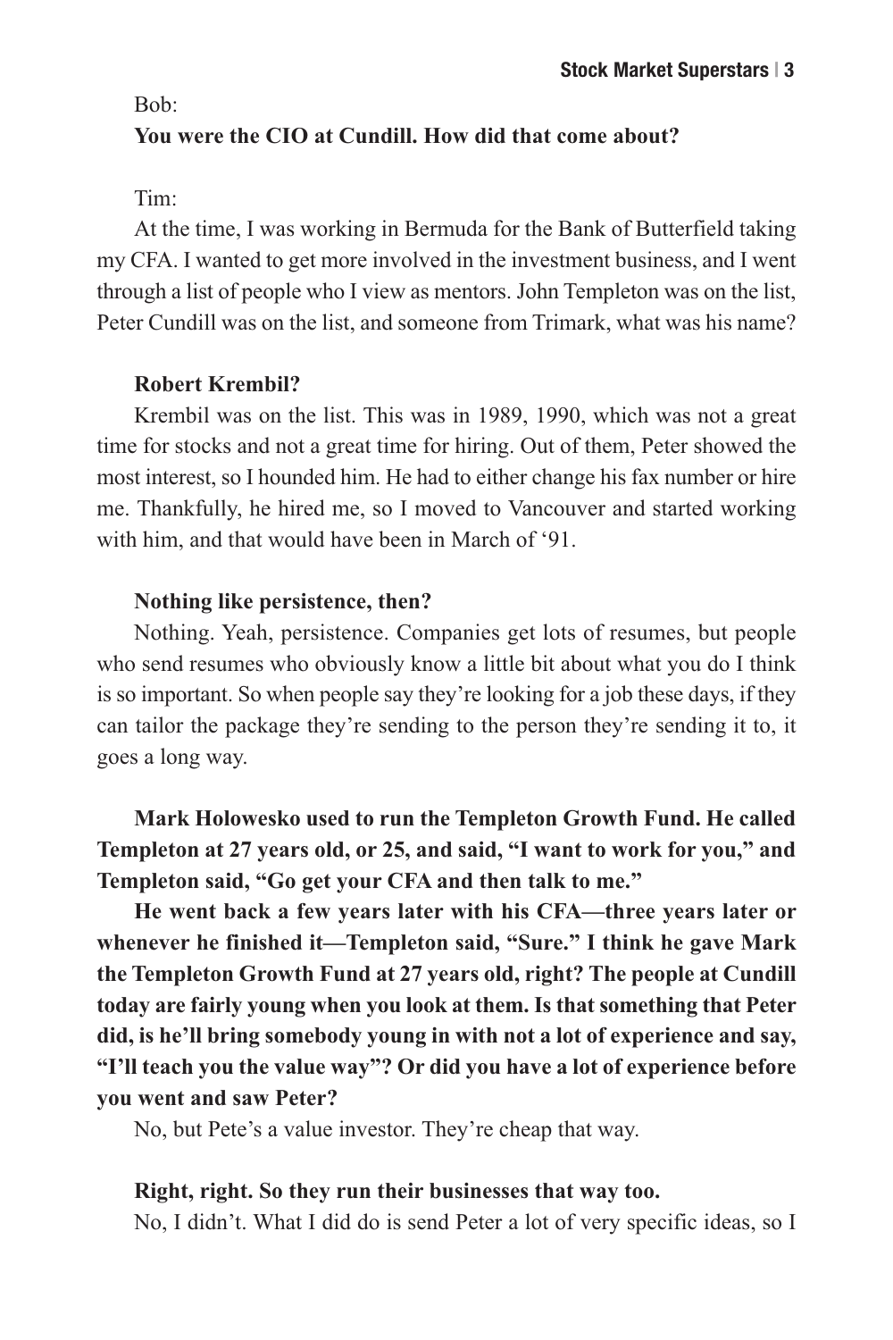Bob:

**You were the CIO at Cundill. How did that come about?**

Tim:

At the time, I was working in Bermuda for the Bank of Butterfield taking my CFA. I wanted to get more involved in the investment business, and I went through a list of people who I view as mentors. John Templeton was on the list, Peter Cundill was on the list, and someone from Trimark, what was his name?

**Robert Krembil?**

Krembil was on the list. This was in 1989, 1990, which was not a great time for stocks and not a great time for hiring. Out of them, Peter showed the most interest, so I hounded him. He had to either change his fax number or hire me. Thankfully, he hired me, so I moved to Vancouver and started working with him, and that would have been in March of '91.

**Nothing like persistence, then?**

Nothing. Yeah, persistence. Companies get lots of resumes, but people who send resumes who obviously know a little bit about what you do I think is so important. So when people say they're looking for a job these days, if they can tailor the package they're sending to the person they're sending it to, it goes a long way.

**Mark Holowesko used to run the Templeton Growth Fund. He called Templeton at 27 years old, or 25, and said, "I want to work for you," and Templeton said, "Go get your CFA and then talk to me."**

**He went back a few years later with his CFA—three years later or whenever he finished it—Templeton said, "Sure." I think he gave Mark the Templeton Growth Fund at 27 years old, right? The people at Cundill today are fairly young when you look at them. Is that something that Peter did, is he'll bring somebody young in with not a lot of experience and say, "I'll teach you the value way"? Or did you have a lot of experience before you went and saw Peter?**

No, but Pete's a value investor. They're cheap that way.

**Right, right. So they run their businesses that way too.**

No, I didn't. What I did do is send Peter a lot of very specific ideas, so I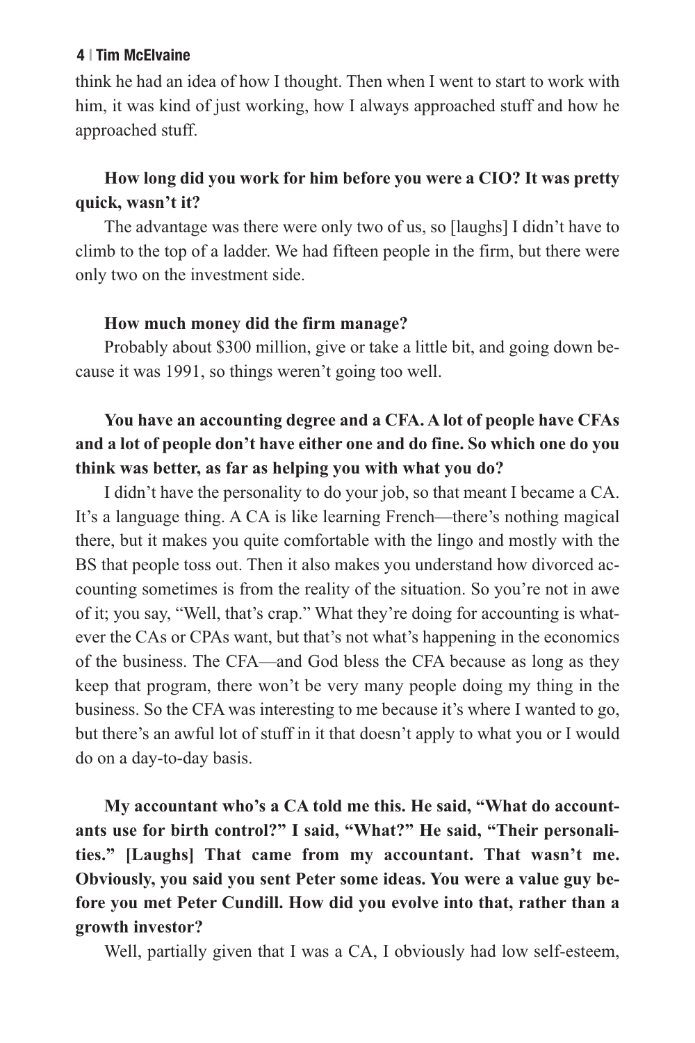think he had an idea of how I thought. Then when I went to start to work with him, it was kind of just working, how I always approached stuff and how he approached stuff.

**How long did you work for him before you were a CIO? It was pretty quick, wasn't it?**

The advantage was there were only two of us, so [laughs] I didn't have to climb to the top of a ladder. We had fifteen people in the firm, but there were only two on the investment side.

**How much money did the firm manage?**

Probably about $300 million, give or take a little bit, and going down because it was 1991, so things weren't going too well.

**You have an accounting degree and a CFA. A lot of people have CFAs and a lot of people don't have either one and do fine. So which one do you think was better, as far as helping you with what you do?**

I didn't have the personality to do your job, so that meant I became a CA. It's a language thing. A CA is like learning French—there's nothing magical there, but it makes you quite comfortable with the lingo and mostly with the BS that people toss out. Then it also makes you understand how divorced accounting sometimes is from the reality of the situation. So you're not in awe of it; you say, "Well, that's crap." What they're doing for accounting is whatever the CAs or CPAs want, but that's not what's happening in the economics of the business. The CFA—and God bless the CFA because as long as they keep that program, there won't be very many people doing my thing in the business. So the CFA was interesting to me because it's where I wanted to go, but there's an awful lot of stuff in it that doesn't apply to what you or I would do on a day-to-day basis.

**My accountant who's a CA told me this. He said, "What do accountants use for birth control?" I said, "What?" He said, "Their personalities." [Laughs] That came from my accountant. That wasn't me. Obviously, you said you sent Peter some ideas. You were a value guy before you met Peter Cundill. How did you evolve into that, rather than a growth investor?**

Well, partially given that I was a CA, I obviously had low self-esteem,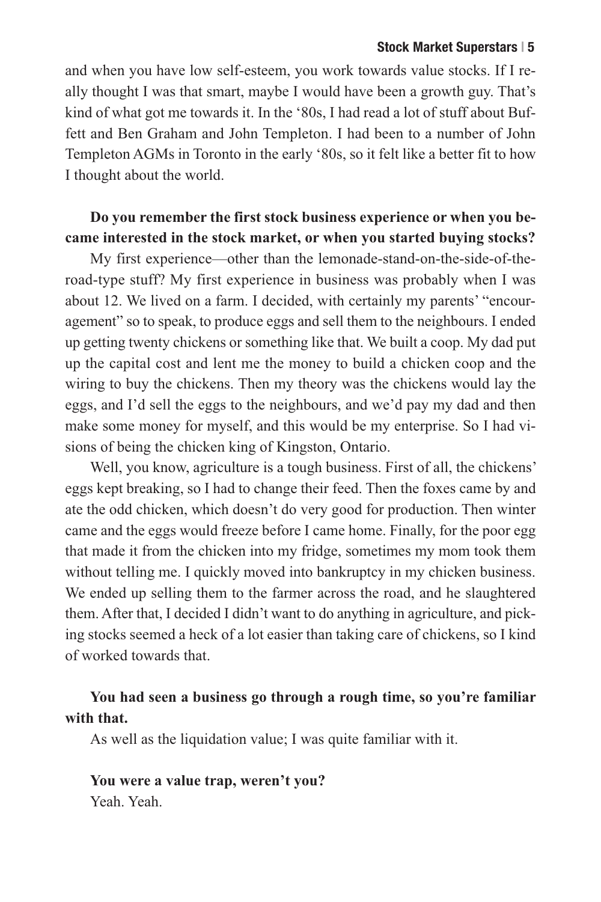and when you have low self-esteem, you work towards value stocks. If I really thought I was that smart, maybe I would have been a growth guy. That's kind of what got me towards it. In the '80s, I had read a lot of stuff about Buffett and Ben Graham and John Templeton. I had been to a number of John Templeton AGMs in Toronto in the early '80s, so it felt like a better fit to how I thought about the world.

**Do you remember the first stock business experience or when you became interested in the stock market, or when you started buying stocks?**

My first experience—other than the lemonade-stand-on-the-side-of-the-road-type stuff? My first experience in business was probably when I was about 12. We lived on a farm. I decided, with certainly my parents' "encouragement" so to speak, to produce eggs and sell them to the neighbours. I ended up getting twenty chickens or something like that. We built a coop. My dad put up the capital cost and lent me the money to build a chicken coop and the wiring to buy the chickens. Then my theory was the chickens would lay the eggs, and I'd sell the eggs to the neighbours, and we'd pay my dad and then make some money for myself, and this would be my enterprise. So I had visions of being the chicken king of Kingston, Ontario.

Well, you know, agriculture is a tough business. First of all, the chickens' eggs kept breaking, so I had to change their feed. Then the foxes came by and ate the odd chicken, which doesn't do very good for production. Then winter came and the eggs would freeze before I came home. Finally, for the poor egg that made it from the chicken into my fridge, sometimes my mom took them without telling me. I quickly moved into bankruptcy in my chicken business. We ended up selling them to the farmer across the road, and he slaughtered them. After that, I decided I didn't want to do anything in agriculture, and picking stocks seemed a heck of a lot easier than taking care of chickens, so I kind of worked towards that.

**You had seen a business go through a rough time, so you're familiar with that.**

As well as the liquidation value; I was quite familiar with it.

**You were a value trap, weren't you?**

Yeah. Yeah.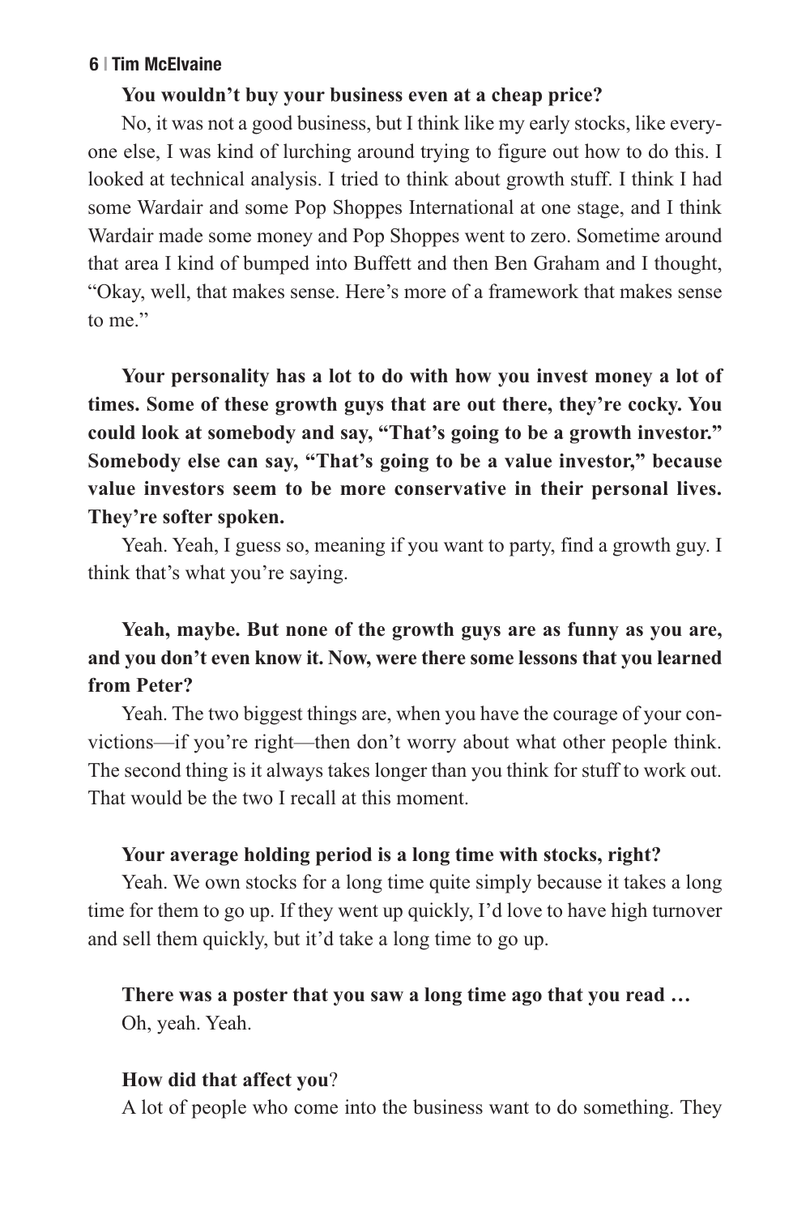**You wouldn't buy your business even at a cheap price?**

No, it was not a good business, but I think like my early stocks, like everyone else, I was kind of lurching around trying to figure out how to do this. I looked at technical analysis. I tried to think about growth stuff. I think I had some Wardair and some Pop Shoppes International at one stage, and I think Wardair made some money and Pop Shoppes went to zero. Sometime around that area I kind of bumped into Buffett and then Ben Graham and I thought, "Okay, well, that makes sense. Here's more of a framework that makes sense to me."

**Your personality has a lot to do with how you invest money a lot of times. Some of these growth guys that are out there, they're cocky. You could look at somebody and say, "That's going to be a growth investor." Somebody else can say, "That's going to be a value investor," because value investors seem to be more conservative in their personal lives. They're softer spoken.**

Yeah. Yeah, I guess so, meaning if you want to party, find a growth guy. I think that's what you're saying.

**Yeah, maybe. But none of the growth guys are as funny as you are, and you don't even know it. Now, were there some lessons that you learned from Peter?**

Yeah. The two biggest things are, when you have the courage of your convictions—if you're right—then don't worry about what other people think. The second thing is it always takes longer than you think for stuff to work out. That would be the two I recall at this moment.

**Your average holding period is a long time with stocks, right?**

Yeah. We own stocks for a long time quite simply because it takes a long time for them to go up. If they went up quickly, I'd love to have high turnover and sell them quickly, but it'd take a long time to go up.

**There was a poster that you saw a long time ago that you read …**

Oh, yeah. Yeah.

**How did that affect you**?

A lot of people who come into the business want to do something. They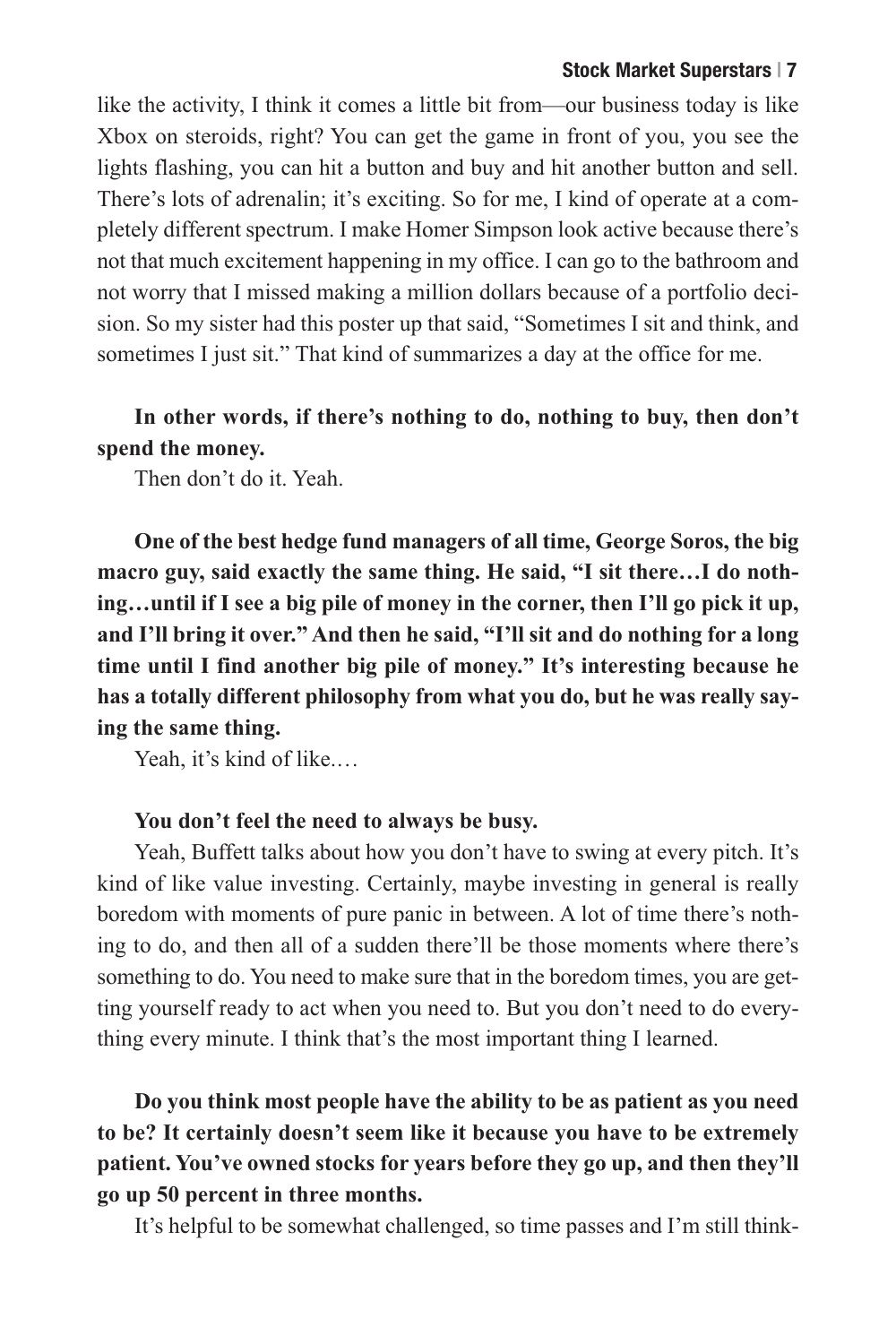like the activity, I think it comes a little bit from—our business today is like Xbox on steroids, right? You can get the game in front of you, you see the lights flashing, you can hit a button and buy and hit another button and sell. There's lots of adrenalin; it's exciting. So for me, I kind of operate at a completely different spectrum. I make Homer Simpson look active because there's not that much excitement happening in my office. I can go to the bathroom and not worry that I missed making a million dollars because of a portfolio decision. So my sister had this poster up that said, "Sometimes I sit and think, and sometimes I just sit." That kind of summarizes a day at the office for me.

**In other words, if there's nothing to do, nothing to buy, then don't spend the money.**

Then don't do it. Yeah.

**One of the best hedge fund managers of all time, George Soros, the big macro guy, said exactly the same thing. He said, "I sit there…I do nothing…until if I see a big pile of money in the corner, then I'll go pick it up, and I'll bring it over." And then he said, "I'll sit and do nothing for a long time until I find another big pile of money." It's interesting because he has a totally different philosophy from what you do, but he was really saying the same thing.**

Yeah, it's kind of like.…

**You don't feel the need to always be busy.**

Yeah, Buffett talks about how you don't have to swing at every pitch. It's kind of like value investing. Certainly, maybe investing in general is really boredom with moments of pure panic in between. A lot of time there's nothing to do, and then all of a sudden there'll be those moments where there's something to do. You need to make sure that in the boredom times, you are getting yourself ready to act when you need to. But you don't need to do everything every minute. I think that's the most important thing I learned.

**Do you think most people have the ability to be as patient as you need to be? It certainly doesn't seem like it because you have to be extremely patient. You've owned stocks for years before they go up, and then they'll go up 50 percent in three months.**

It's helpful to be somewhat challenged, so time passes and I'm still think-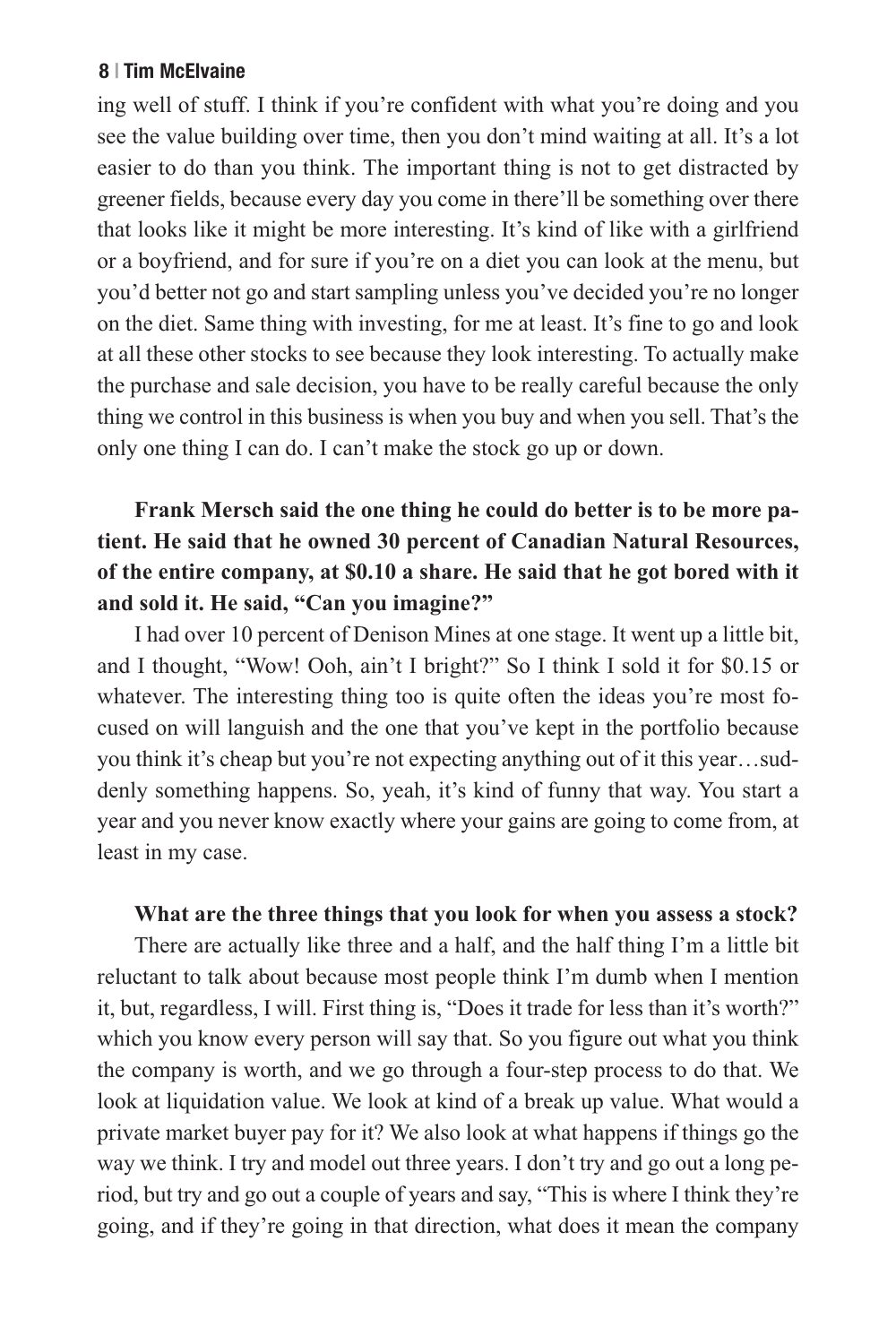ing well of stuff. I think if you're confident with what you're doing and you see the value building over time, then you don't mind waiting at all. It's a lot easier to do than you think. The important thing is not to get distracted by greener fields, because every day you come in there'll be something over there that looks like it might be more interesting. It's kind of like with a girlfriend or a boyfriend, and for sure if you're on a diet you can look at the menu, but you'd better not go and start sampling unless you've decided you're no longer on the diet. Same thing with investing, for me at least. It's fine to go and look at all these other stocks to see because they look interesting. To actually make the purchase and sale decision, you have to be really careful because the only thing we control in this business is when you buy and when you sell. That's the only one thing I can do. I can't make the stock go up or down.

**Frank Mersch said the one thing he could do better is to be more patient. He said that he owned 30 percent of Canadian Natural Resources, of the entire company, at $0.10 a share. He said that he got bored with it and sold it. He said, "Can you imagine?"**

I had over 10 percent of Denison Mines at one stage. It went up a little bit, and I thought, "Wow! Ooh, ain't I bright?" So I think I sold it for $0.15 or whatever. The interesting thing too is quite often the ideas you're most focused on will languish and the one that you've kept in the portfolio because you think it's cheap but you're not expecting anything out of it this year…suddenly something happens. So, yeah, it's kind of funny that way. You start a year and you never know exactly where your gains are going to come from, at least in my case.

**What are the three things that you look for when you assess a stock?**

There are actually like three and a half, and the half thing I'm a little bit reluctant to talk about because most people think I'm dumb when I mention it, but, regardless, I will. First thing is, "Does it trade for less than it's worth?" which you know every person will say that. So you figure out what you think the company is worth, and we go through a four-step process to do that. We look at liquidation value. We look at kind of a break up value. What would a private market buyer pay for it? We also look at what happens if things go the way we think. I try and model out three years. I don't try and go out a long period, but try and go out a couple of years and say, "This is where I think they're going, and if they're going in that direction, what does it mean the company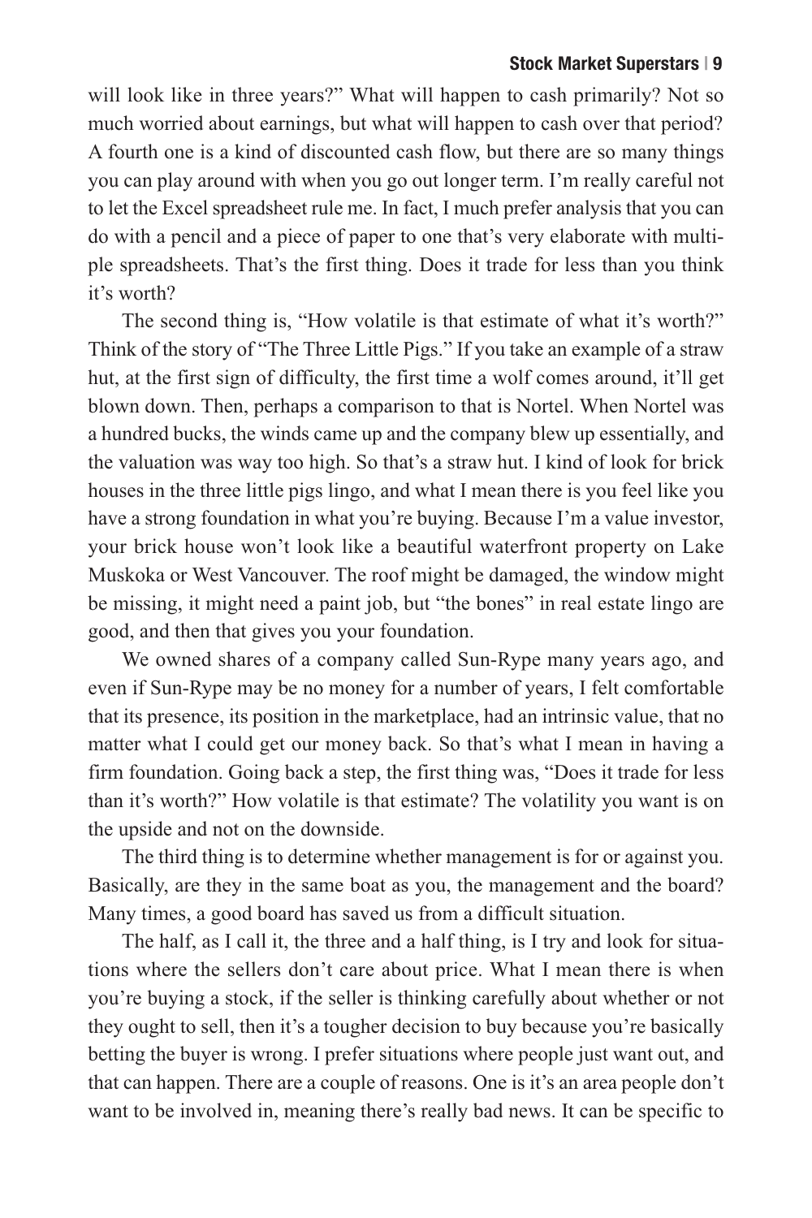will look like in three years?" What will happen to cash primarily? Not so much worried about earnings, but what will happen to cash over that period? A fourth one is a kind of discounted cash flow, but there are so many things you can play around with when you go out longer term. I'm really careful not to let the Excel spreadsheet rule me. In fact, I much prefer analysis that you can do with a pencil and a piece of paper to one that's very elaborate with multiple spreadsheets. That's the first thing. Does it trade for less than you think it's worth?

The second thing is, "How volatile is that estimate of what it's worth?" Think of the story of "The Three Little Pigs." If you take an example of a straw hut, at the first sign of difficulty, the first time a wolf comes around, it'll get blown down. Then, perhaps a comparison to that is Nortel. When Nortel was a hundred bucks, the winds came up and the company blew up essentially, and the valuation was way too high. So that's a straw hut. I kind of look for brick houses in the three little pigs lingo, and what I mean there is you feel like you have a strong foundation in what you're buying. Because I'm a value investor, your brick house won't look like a beautiful waterfront property on Lake Muskoka or West Vancouver. The roof might be damaged, the window might be missing, it might need a paint job, but "the bones" in real estate lingo are good, and then that gives you your foundation.

We owned shares of a company called Sun-Rype many years ago, and even if Sun-Rype may be no money for a number of years, I felt comfortable that its presence, its position in the marketplace, had an intrinsic value, that no matter what I could get our money back. So that's what I mean in having a firm foundation. Going back a step, the first thing was, "Does it trade for less than it's worth?" How volatile is that estimate? The volatility you want is on the upside and not on the downside.

The third thing is to determine whether management is for or against you. Basically, are they in the same boat as you, the management and the board? Many times, a good board has saved us from a difficult situation.

The half, as I call it, the three and a half thing, is I try and look for situations where the sellers don't care about price. What I mean there is when you're buying a stock, if the seller is thinking carefully about whether or not they ought to sell, then it's a tougher decision to buy because you're basically betting the buyer is wrong. I prefer situations where people just want out, and that can happen. There are a couple of reasons. One is it's an area people don't want to be involved in, meaning there's really bad news. It can be specific to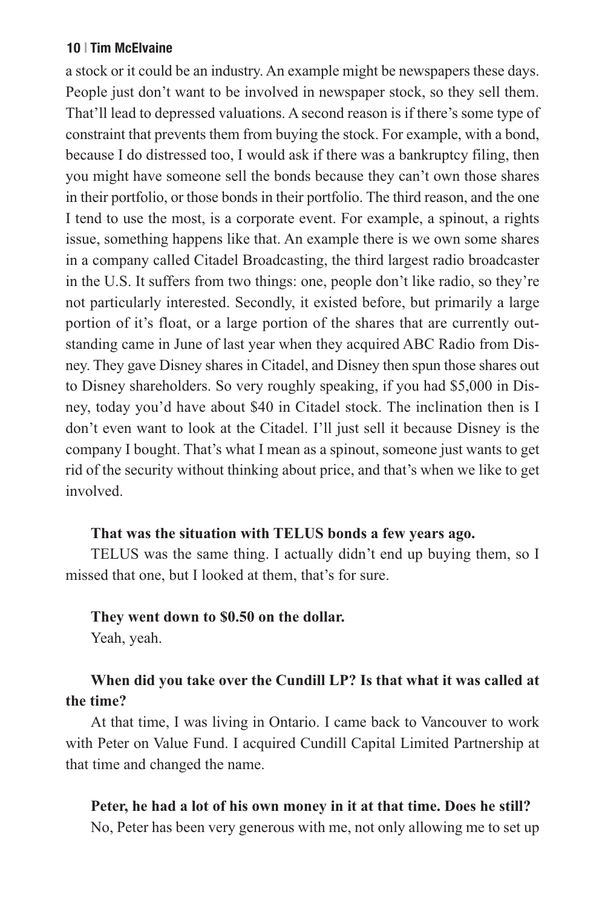a stock or it could be an industry. An example might be newspapers these days. People just don't want to be involved in newspaper stock, so they sell them. That'll lead to depressed valuations. A second reason is if there's some type of constraint that prevents them from buying the stock. For example, with a bond, because I do distressed too, I would ask if there was a bankruptcy filing, then you might have someone sell the bonds because they can't own those shares in their portfolio, or those bonds in their portfolio. The third reason, and the one I tend to use the most, is a corporate event. For example, a spinout, a rights issue, something happens like that. An example there is we own some shares in a company called Citadel Broadcasting, the third largest radio broadcaster in the U.S. It suffers from two things: one, people don't like radio, so they're not particularly interested. Secondly, it existed before, but primarily a large portion of it's float, or a large portion of the shares that are currently outstanding came in June of last year when they acquired ABC Radio from Disney. They gave Disney shares in Citadel, and Disney then spun those shares out to Disney shareholders. So very roughly speaking, if you had $5,000 in Disney, today you'd have about $40 in Citadel stock. The inclination then is I don't even want to look at the Citadel. I'll just sell it because Disney is the company I bought. That's what I mean as a spinout, someone just wants to get rid of the security without thinking about price, and that's when we like to get involved.

**That was the situation with TELUS bonds a few years ago.**

TELUS was the same thing. I actually didn't end up buying them, so I missed that one, but I looked at them, that's for sure.

**They went down to $0.50 on the dollar.**

Yeah, yeah.

**When did you take over the Cundill LP? Is that what it was called at the time?**

At that time, I was living in Ontario. I came back to Vancouver to work with Peter on Value Fund. I acquired Cundill Capital Limited Partnership at that time and changed the name.

**Peter, he had a lot of his own money in it at that time. Does he still?**

No, Peter has been very generous with me, not only allowing me to set up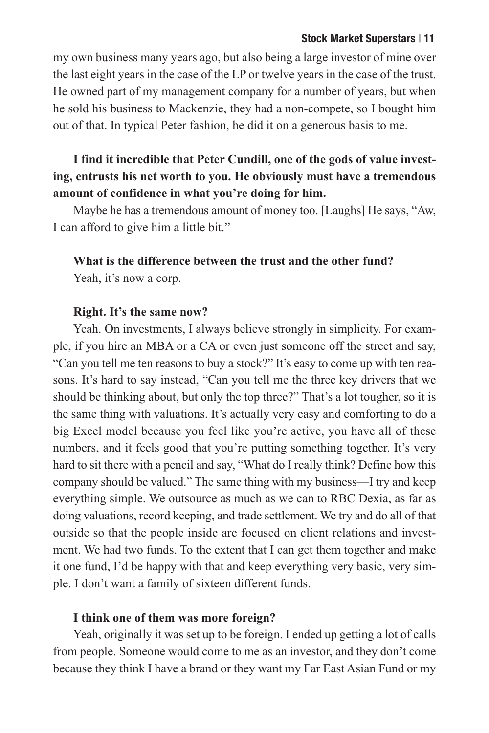my own business many years ago, but also being a large investor of mine over the last eight years in the case of the LP or twelve years in the case of the trust. He owned part of my management company for a number of years, but when he sold his business to Mackenzie, they had a non-compete, so I bought him out of that. In typical Peter fashion, he did it on a generous basis to me.

**I find it incredible that Peter Cundill, one of the gods of value investing, entrusts his net worth to you. He obviously must have a tremendous amount of confidence in what you're doing for him.**

Maybe he has a tremendous amount of money too. [Laughs] He says, "Aw, I can afford to give him a little bit."

**What is the difference between the trust and the other fund?**

Yeah, it's now a corp.

**Right. It's the same now?**

Yeah. On investments, I always believe strongly in simplicity. For example, if you hire an MBA or a CA or even just someone off the street and say, "Can you tell me ten reasons to buy a stock?" It's easy to come up with ten reasons. It's hard to say instead, "Can you tell me the three key drivers that we should be thinking about, but only the top three?" That's a lot tougher, so it is the same thing with valuations. It's actually very easy and comforting to do a big Excel model because you feel like you're active, you have all of these numbers, and it feels good that you're putting something together. It's very hard to sit there with a pencil and say, "What do I really think? Define how this company should be valued." The same thing with my business—I try and keep everything simple. We outsource as much as we can to RBC Dexia, as far as doing valuations, record keeping, and trade settlement. We try and do all of that outside so that the people inside are focused on client relations and investment. We had two funds. To the extent that I can get them together and make it one fund, I'd be happy with that and keep everything very basic, very simple. I don't want a family of sixteen different funds.

**I think one of them was more foreign?**

Yeah, originally it was set up to be foreign. I ended up getting a lot of calls from people. Someone would come to me as an investor, and they don't come because they think I have a brand or they want my Far East Asian Fund or my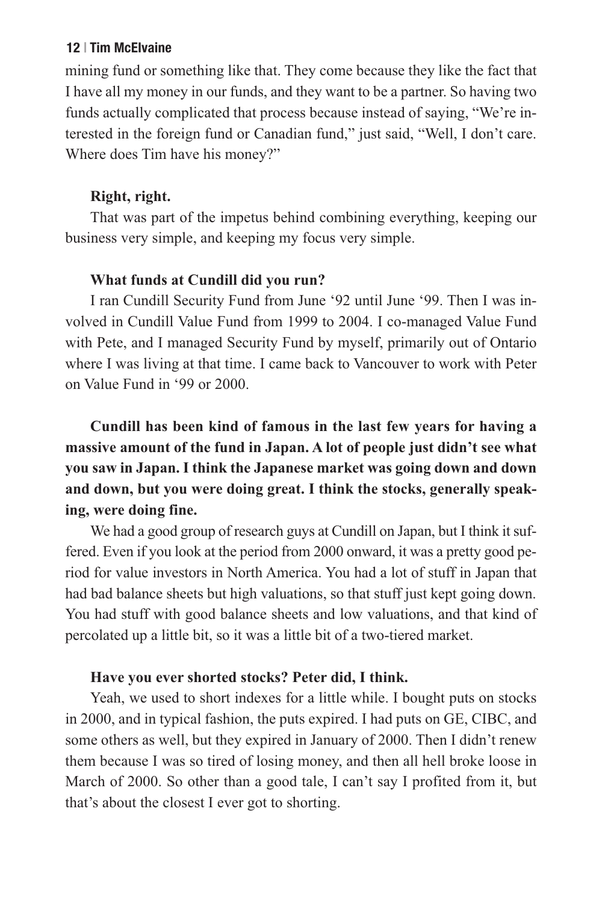mining fund or something like that. They come because they like the fact that I have all my money in our funds, and they want to be a partner. So having two funds actually complicated that process because instead of saying, "We're interested in the foreign fund or Canadian fund," just said, "Well, I don't care. Where does Tim have his money?"

**Right, right.**

That was part of the impetus behind combining everything, keeping our business very simple, and keeping my focus very simple.

**What funds at Cundill did you run?**

I ran Cundill Security Fund from June '92 until June '99. Then I was involved in Cundill Value Fund from 1999 to 2004. I co-managed Value Fund with Pete, and I managed Security Fund by myself, primarily out of Ontario where I was living at that time. I came back to Vancouver to work with Peter on Value Fund in '99 or 2000.

**Cundill has been kind of famous in the last few years for having a massive amount of the fund in Japan. A lot of people just didn't see what you saw in Japan. I think the Japanese market was going down and down and down, but you were doing great. I think the stocks, generally speaking, were doing fine.**

We had a good group of research guys at Cundill on Japan, but I think it suffered. Even if you look at the period from 2000 onward, it was a pretty good period for value investors in North America. You had a lot of stuff in Japan that had bad balance sheets but high valuations, so that stuff just kept going down. You had stuff with good balance sheets and low valuations, and that kind of percolated up a little bit, so it was a little bit of a two-tiered market.

**Have you ever shorted stocks? Peter did, I think.**

Yeah, we used to short indexes for a little while. I bought puts on stocks in 2000, and in typical fashion, the puts expired. I had puts on GE, CIBC, and some others as well, but they expired in January of 2000. Then I didn't renew them because I was so tired of losing money, and then all hell broke loose in March of 2000. So other than a good tale, I can't say I profited from it, but that's about the closest I ever got to shorting.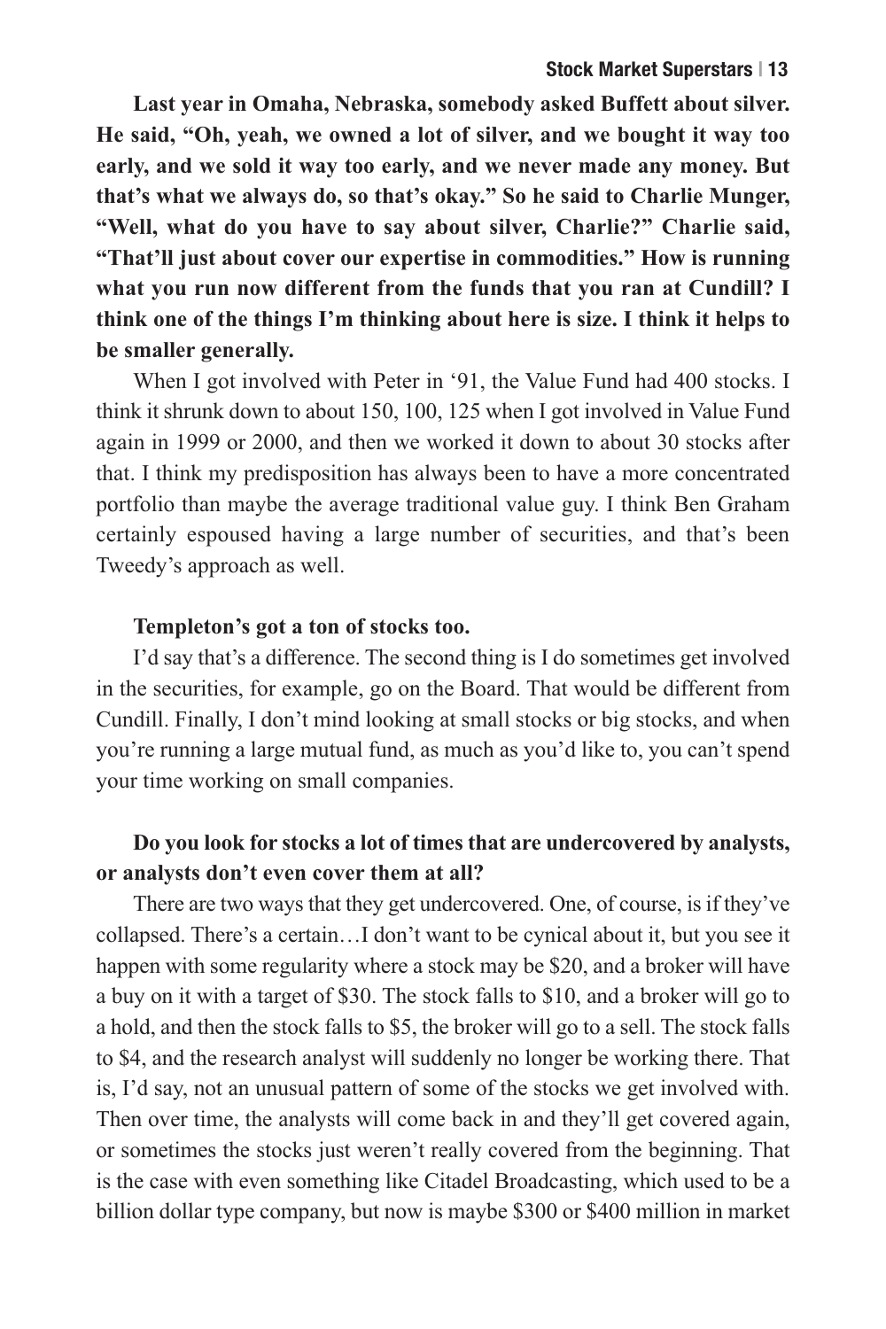**Last year in Omaha, Nebraska, somebody asked Buffett about silver. He said, "Oh, yeah, we owned a lot of silver, and we bought it way too early, and we sold it way too early, and we never made any money. But that's what we always do, so that's okay." So he said to Charlie Munger, "Well, what do you have to say about silver, Charlie?" Charlie said, "That'll just about cover our expertise in commodities." How is running what you run now different from the funds that you ran at Cundill? I think one of the things I'm thinking about here is size. I think it helps to be smaller generally.**

When I got involved with Peter in '91, the Value Fund had 400 stocks. I think it shrunk down to about 150, 100, 125 when I got involved in Value Fund again in 1999 or 2000, and then we worked it down to about 30 stocks after that. I think my predisposition has always been to have a more concentrated portfolio than maybe the average traditional value guy. I think Ben Graham certainly espoused having a large number of securities, and that's been Tweedy's approach as well.

**Templeton's got a ton of stocks too.**

I'd say that's a difference. The second thing is I do sometimes get involved in the securities, for example, go on the Board. That would be different from Cundill. Finally, I don't mind looking at small stocks or big stocks, and when you're running a large mutual fund, as much as you'd like to, you can't spend your time working on small companies.

**Do you look for stocks a lot of times that are undercovered by analysts, or analysts don't even cover them at all?**

There are two ways that they get undercovered. One, of course, is if they've collapsed. There's a certain…I don't want to be cynical about it, but you see it happen with some regularity where a stock may be $20, and a broker will have a buy on it with a target of $30. The stock falls to $10, and a broker will go to a hold, and then the stock falls to $5, the broker will go to a sell. The stock falls to $4, and the research analyst will suddenly no longer be working there. That is, I'd say, not an unusual pattern of some of the stocks we get involved with. Then over time, the analysts will come back in and they'll get covered again, or sometimes the stocks just weren't really covered from the beginning. That is the case with even something like Citadel Broadcasting, which used to be a billion dollar type company, but now is maybe $300 or $400 million in market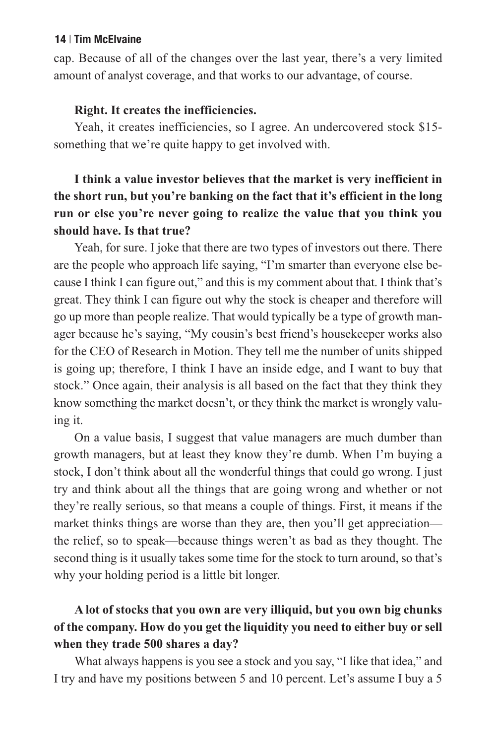cap. Because of all of the changes over the last year, there's a very limited amount of analyst coverage, and that works to our advantage, of course.

**Right. It creates the inefficiencies.**

Yeah, it creates inefficiencies, so I agree. An undercovered stock $15-something that we're quite happy to get involved with.

**I think a value investor believes that the market is very inefficient in the short run, but you're banking on the fact that it's efficient in the long run or else you're never going to realize the value that you think you should have. Is that true?**

Yeah, for sure. I joke that there are two types of investors out there. There are the people who approach life saying, "I'm smarter than everyone else because I think I can figure out," and this is my comment about that. I think that's great. They think I can figure out why the stock is cheaper and therefore will go up more than people realize. That would typically be a type of growth manager because he's saying, "My cousin's best friend's housekeeper works also for the CEO of Research in Motion. They tell me the number of units shipped is going up; therefore, I think I have an inside edge, and I want to buy that stock." Once again, their analysis is all based on the fact that they think they know something the market doesn't, or they think the market is wrongly valuing it.

On a value basis, I suggest that value managers are much dumber than growth managers, but at least they know they're dumb. When I'm buying a stock, I don't think about all the wonderful things that could go wrong. I just try and think about all the things that are going wrong and whether or not they're really serious, so that means a couple of things. First, it means if the market thinks things are worse than they are, then you'll get appreciation—the relief, so to speak—because things weren't as bad as they thought. The second thing is it usually takes some time for the stock to turn around, so that's why your holding period is a little bit longer.

**A lot of stocks that you own are very illiquid, but you own big chunks of the company. How do you get the liquidity you need to either buy or sell when they trade 500 shares a day?**

What always happens is you see a stock and you say, "I like that idea," and I try and have my positions between 5 and 10 percent. Let's assume I buy a 5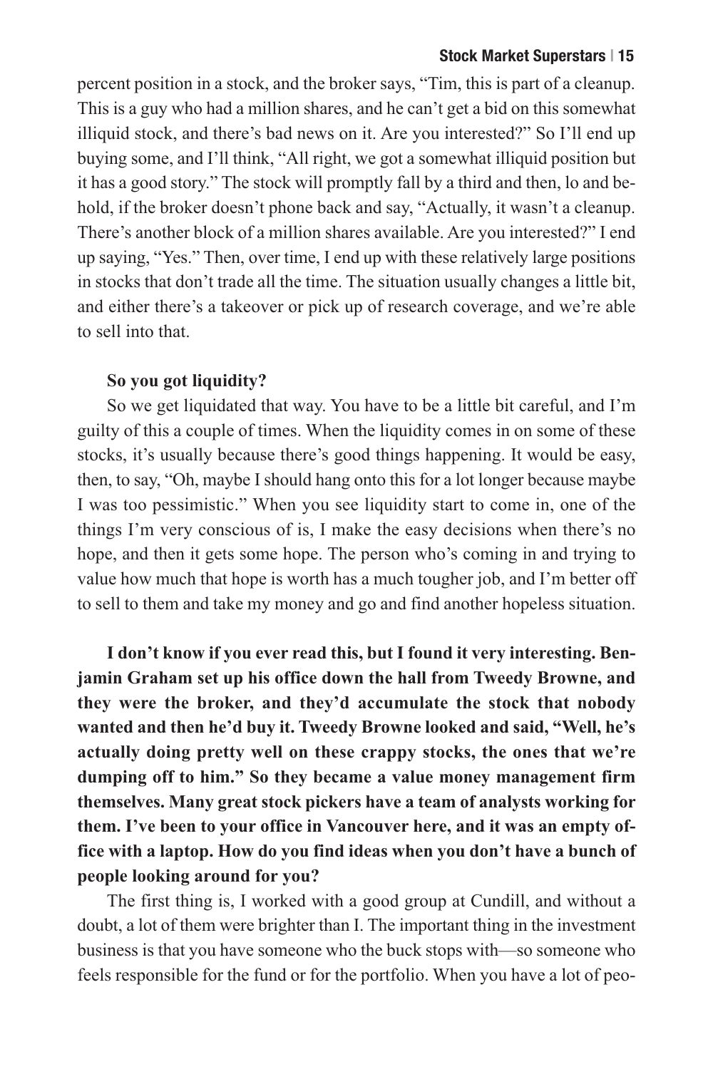percent position in a stock, and the broker says, "Tim, this is part of a cleanup. This is a guy who had a million shares, and he can't get a bid on this somewhat illiquid stock, and there's bad news on it. Are you interested?" So I'll end up buying some, and I'll think, "All right, we got a somewhat illiquid position but it has a good story." The stock will promptly fall by a third and then, lo and behold, if the broker doesn't phone back and say, "Actually, it wasn't a cleanup. There's another block of a million shares available. Are you interested?" I end up saying, "Yes." Then, over time, I end up with these relatively large positions in stocks that don't trade all the time. The situation usually changes a little bit, and either there's a takeover or pick up of research coverage, and we're able to sell into that.

**So you got liquidity?**

So we get liquidated that way. You have to be a little bit careful, and I'm guilty of this a couple of times. When the liquidity comes in on some of these stocks, it's usually because there's good things happening. It would be easy, then, to say, "Oh, maybe I should hang onto this for a lot longer because maybe I was too pessimistic." When you see liquidity start to come in, one of the things I'm very conscious of is, I make the easy decisions when there's no hope, and then it gets some hope. The person who's coming in and trying to value how much that hope is worth has a much tougher job, and I'm better off to sell to them and take my money and go and find another hopeless situation.

**I don't know if you ever read this, but I found it very interesting. Benjamin Graham set up his office down the hall from Tweedy Browne, and they were the broker, and they'd accumulate the stock that nobody wanted and then he'd buy it. Tweedy Browne looked and said, "Well, he's actually doing pretty well on these crappy stocks, the ones that we're dumping off to him." So they became a value money management firm themselves. Many great stock pickers have a team of analysts working for them. I've been to your office in Vancouver here, and it was an empty office with a laptop. How do you find ideas when you don't have a bunch of people looking around for you?**

The first thing is, I worked with a good group at Cundill, and without a doubt, a lot of them were brighter than I. The important thing in the investment business is that you have someone who the buck stops with—so someone who feels responsible for the fund or for the portfolio. When you have a lot of peo-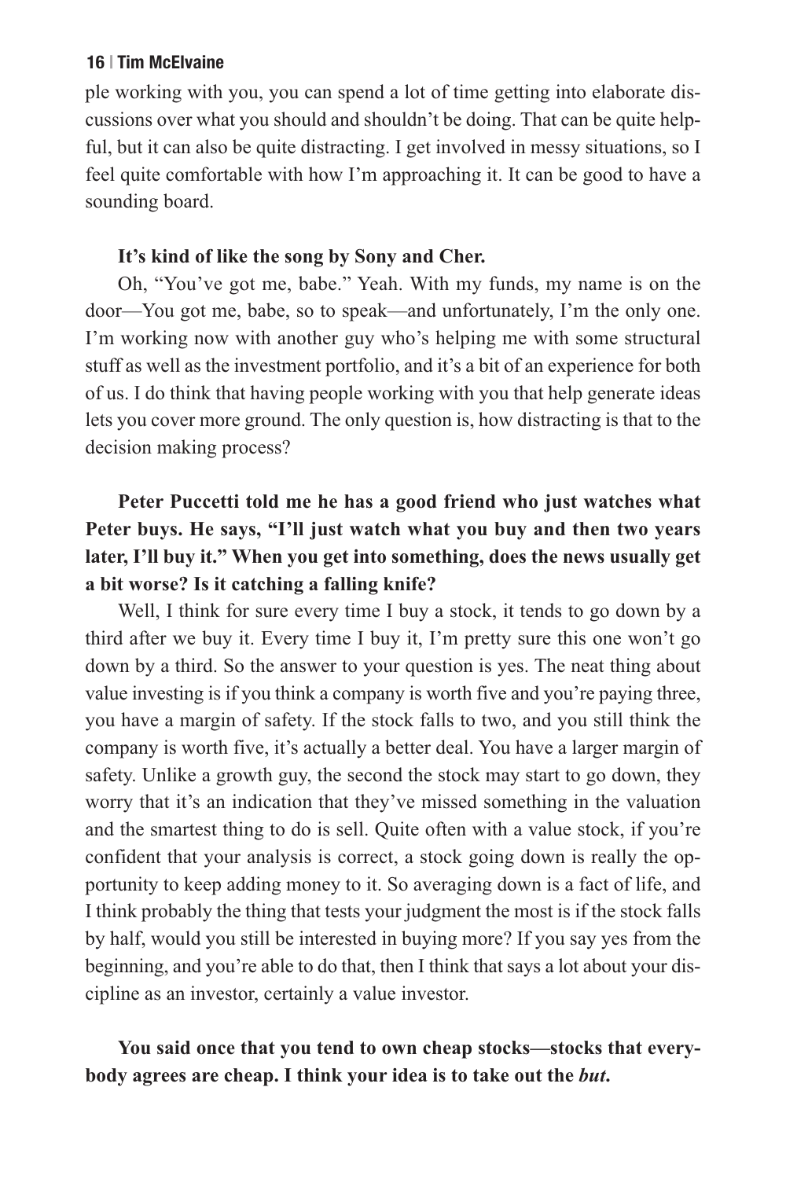ple working with you, you can spend a lot of time getting into elaborate discussions over what you should and shouldn't be doing. That can be quite helpful, but it can also be quite distracting. I get involved in messy situations, so I feel quite comfortable with how I'm approaching it. It can be good to have a sounding board.

**It's kind of like the song by Sony and Cher.**

Oh, "You've got me, babe." Yeah. With my funds, my name is on the door—You got me, babe, so to speak—and unfortunately, I'm the only one. I'm working now with another guy who's helping me with some structural stuff as well as the investment portfolio, and it's a bit of an experience for both of us. I do think that having people working with you that help generate ideas lets you cover more ground. The only question is, how distracting is that to the decision making process?

**Peter Puccetti told me he has a good friend who just watches what Peter buys. He says, "I'll just watch what you buy and then two years later, I'll buy it." When you get into something, does the news usually get a bit worse? Is it catching a falling knife?**

Well, I think for sure every time I buy a stock, it tends to go down by a third after we buy it. Every time I buy it, I'm pretty sure this one won't go down by a third. So the answer to your question is yes. The neat thing about value investing is if you think a company is worth five and you're paying three, you have a margin of safety. If the stock falls to two, and you still think the company is worth five, it's actually a better deal. You have a larger margin of safety. Unlike a growth guy, the second the stock may start to go down, they worry that it's an indication that they've missed something in the valuation and the smartest thing to do is sell. Quite often with a value stock, if you're confident that your analysis is correct, a stock going down is really the opportunity to keep adding money to it. So averaging down is a fact of life, and I think probably the thing that tests your judgment the most is if the stock falls by half, would you still be interested in buying more? If you say yes from the beginning, and you're able to do that, then I think that says a lot about your discipline as an investor, certainly a value investor.

**You said once that you tend to own cheap stocks—stocks that everybody agrees are cheap. I think your idea is to take out the *but*.**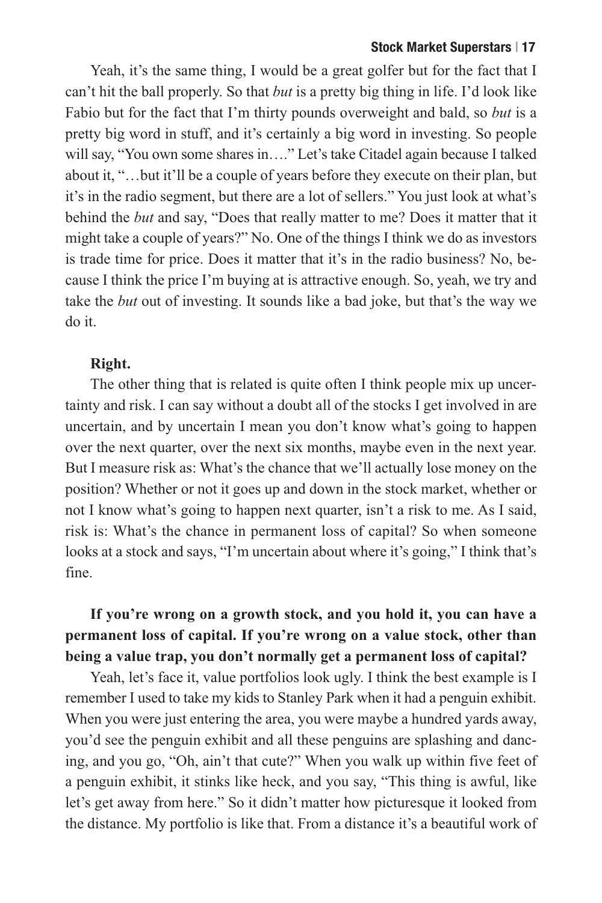Yeah, it's the same thing, I would be a great golfer but for the fact that I can't hit the ball properly. So that *but* is a pretty big thing in life. I'd look like Fabio but for the fact that I'm thirty pounds overweight and bald, so *but* is a pretty big word in stuff, and it's certainly a big word in investing. So people will say, "You own some shares in…." Let's take Citadel again because I talked about it, "…but it'll be a couple of years before they execute on their plan, but it's in the radio segment, but there are a lot of sellers." You just look at what's behind the *but* and say, "Does that really matter to me? Does it matter that it might take a couple of years?" No. One of the things I think we do as investors is trade time for price. Does it matter that it's in the radio business? No, because I think the price I'm buying at is attractive enough. So, yeah, we try and take the *but* out of investing. It sounds like a bad joke, but that's the way we do it.

**Right.**

The other thing that is related is quite often I think people mix up uncertainty and risk. I can say without a doubt all of the stocks I get involved in are uncertain, and by uncertain I mean you don't know what's going to happen over the next quarter, over the next six months, maybe even in the next year. But I measure risk as: What's the chance that we'll actually lose money on the position? Whether or not it goes up and down in the stock market, whether or not I know what's going to happen next quarter, isn't a risk to me. As I said, risk is: What's the chance in permanent loss of capital? So when someone looks at a stock and says, "I'm uncertain about where it's going," I think that's fine.

**If you're wrong on a growth stock, and you hold it, you can have a permanent loss of capital. If you're wrong on a value stock, other than being a value trap, you don't normally get a permanent loss of capital?**

Yeah, let's face it, value portfolios look ugly. I think the best example is I remember I used to take my kids to Stanley Park when it had a penguin exhibit. When you were just entering the area, you were maybe a hundred yards away, you'd see the penguin exhibit and all these penguins are splashing and dancing, and you go, "Oh, ain't that cute?" When you walk up within five feet of a penguin exhibit, it stinks like heck, and you say, "This thing is awful, like let's get away from here." So it didn't matter how picturesque it looked from the distance. My portfolio is like that. From a distance it's a beautiful work of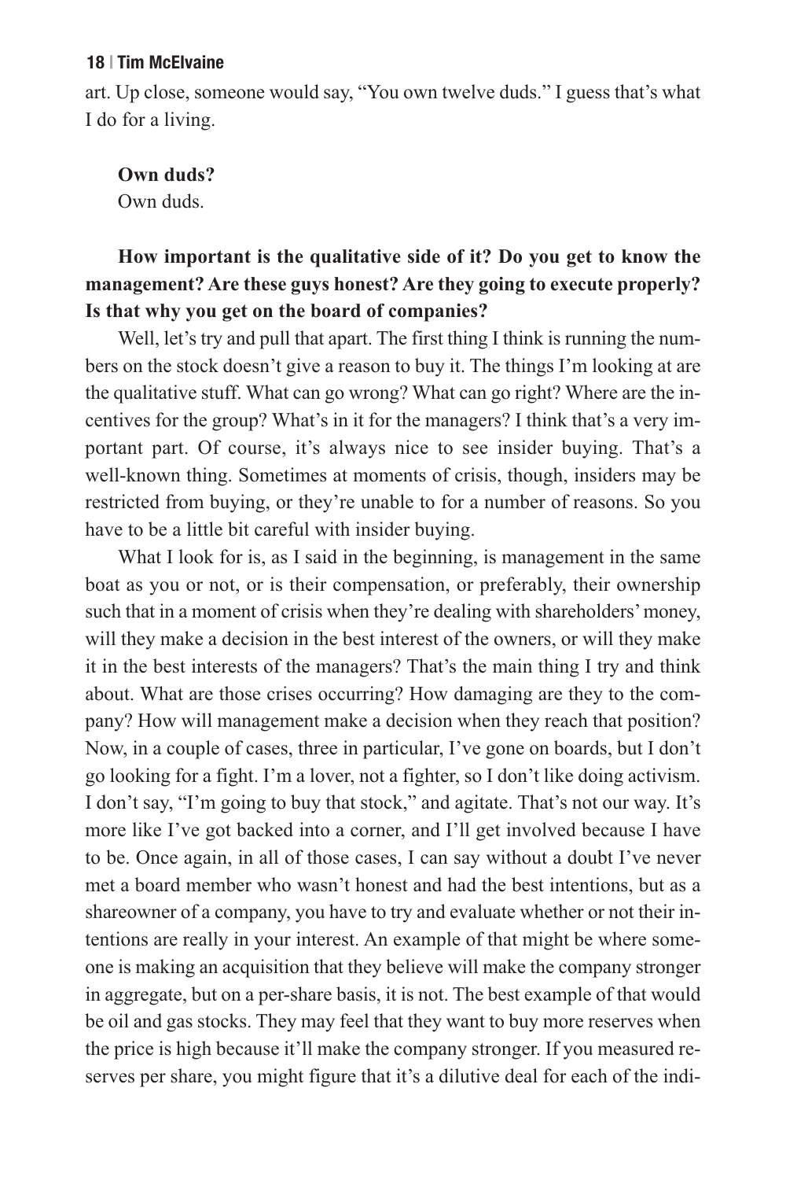art. Up close, someone would say, "You own twelve duds." I guess that's what I do for a living.

**Own duds?**

Own duds.

**How important is the qualitative side of it? Do you get to know the management? Are these guys honest? Are they going to execute properly? Is that why you get on the board of companies?**

Well, let's try and pull that apart. The first thing I think is running the numbers on the stock doesn't give a reason to buy it. The things I'm looking at are the qualitative stuff. What can go wrong? What can go right? Where are the incentives for the group? What's in it for the managers? I think that's a very important part. Of course, it's always nice to see insider buying. That's a well-known thing. Sometimes at moments of crisis, though, insiders may be restricted from buying, or they're unable to for a number of reasons. So you have to be a little bit careful with insider buying.

What I look for is, as I said in the beginning, is management in the same boat as you or not, or is their compensation, or preferably, their ownership such that in a moment of crisis when they're dealing with shareholders' money, will they make a decision in the best interest of the owners, or will they make it in the best interests of the managers? That's the main thing I try and think about. What are those crises occurring? How damaging are they to the company? How will management make a decision when they reach that position? Now, in a couple of cases, three in particular, I've gone on boards, but I don't go looking for a fight. I'm a lover, not a fighter, so I don't like doing activism. I don't say, "I'm going to buy that stock," and agitate. That's not our way. It's more like I've got backed into a corner, and I'll get involved because I have to be. Once again, in all of those cases, I can say without a doubt I've never met a board member who wasn't honest and had the best intentions, but as a shareowner of a company, you have to try and evaluate whether or not their intentions are really in your interest. An example of that might be where someone is making an acquisition that they believe will make the company stronger in aggregate, but on a per-share basis, it is not. The best example of that would be oil and gas stocks. They may feel that they want to buy more reserves when the price is high because it'll make the company stronger. If you measured reserves per share, you might figure that it's a dilutive deal for each of the indi-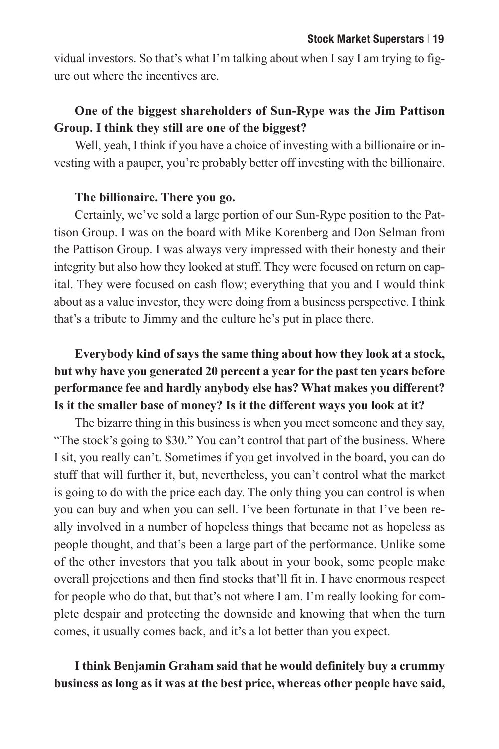vidual investors. So that's what I'm talking about when I say I am trying to figure out where the incentives are.

**One of the biggest shareholders of Sun-Rype was the Jim Pattison Group. I think they still are one of the biggest?**

Well, yeah, I think if you have a choice of investing with a billionaire or investing with a pauper, you're probably better off investing with the billionaire.

**The billionaire. There you go.**

Certainly, we've sold a large portion of our Sun-Rype position to the Pattison Group. I was on the board with Mike Korenberg and Don Selman from the Pattison Group. I was always very impressed with their honesty and their integrity but also how they looked at stuff. They were focused on return on capital. They were focused on cash flow; everything that you and I would think about as a value investor, they were doing from a business perspective. I think that's a tribute to Jimmy and the culture he's put in place there.

**Everybody kind of says the same thing about how they look at a stock, but why have you generated 20 percent a year for the past ten years before performance fee and hardly anybody else has? What makes you different? Is it the smaller base of money? Is it the different ways you look at it?**

The bizarre thing in this business is when you meet someone and they say, "The stock's going to $30." You can't control that part of the business. Where I sit, you really can't. Sometimes if you get involved in the board, you can do stuff that will further it, but, nevertheless, you can't control what the market is going to do with the price each day. The only thing you can control is when you can buy and when you can sell. I've been fortunate in that I've been really involved in a number of hopeless things that became not as hopeless as people thought, and that's been a large part of the performance. Unlike some of the other investors that you talk about in your book, some people make overall projections and then find stocks that'll fit in. I have enormous respect for people who do that, but that's not where I am. I'm really looking for complete despair and protecting the downside and knowing that when the turn comes, it usually comes back, and it's a lot better than you expect.

**I think Benjamin Graham said that he would definitely buy a crummy business as long as it was at the best price, whereas other people have said,**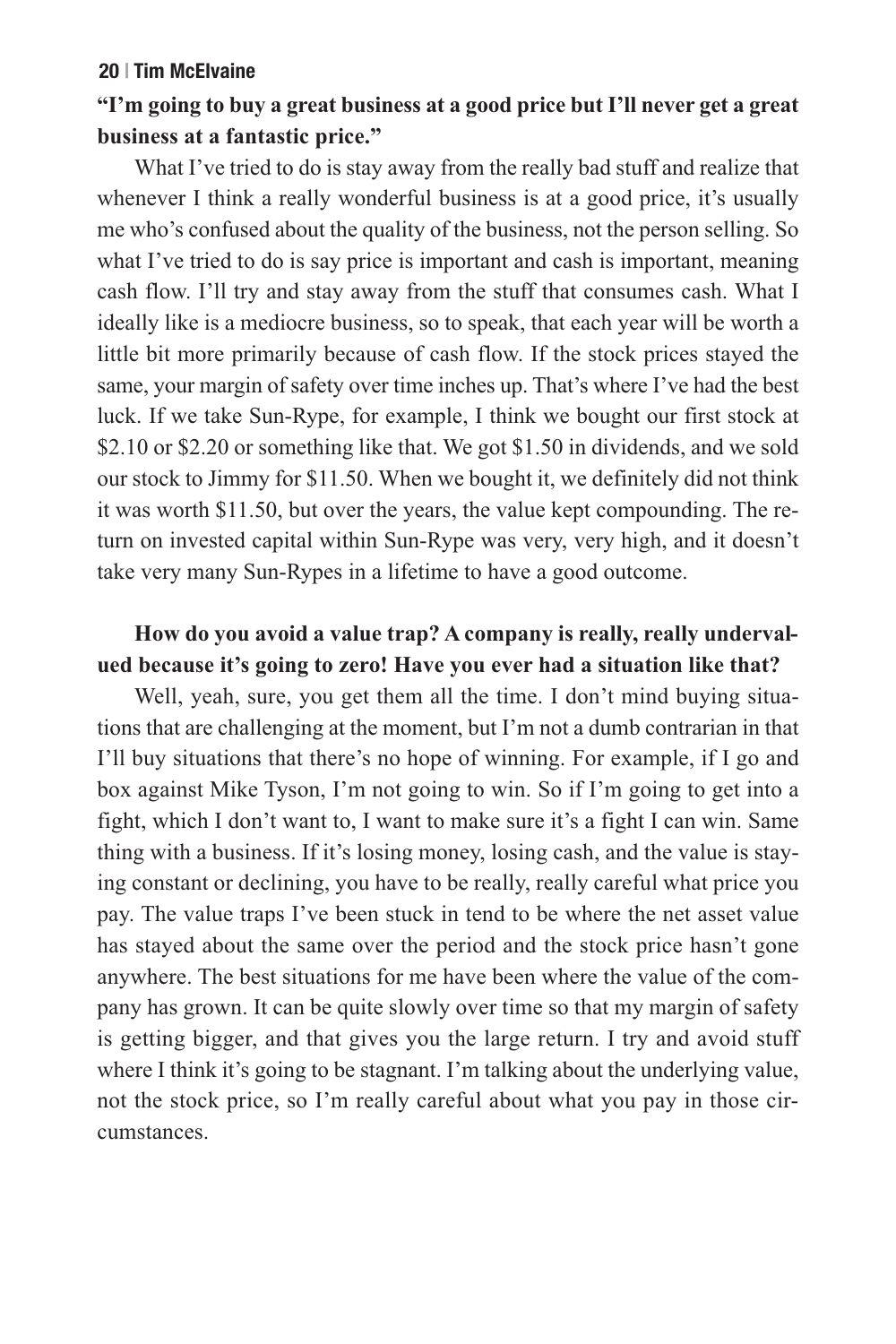**"I'm going to buy a great business at a good price but I'll never get a great business at a fantastic price."**

What I've tried to do is stay away from the really bad stuff and realize that whenever I think a really wonderful business is at a good price, it's usually me who's confused about the quality of the business, not the person selling. So what I've tried to do is say price is important and cash is important, meaning cash flow. I'll try and stay away from the stuff that consumes cash. What I ideally like is a mediocre business, so to speak, that each year will be worth a little bit more primarily because of cash flow. If the stock prices stayed the same, your margin of safety over time inches up. That's where I've had the best luck. If we take Sun-Rype, for example, I think we bought our first stock at $2.10 or $2.20 or something like that. We got $1.50 in dividends, and we sold our stock to Jimmy for $11.50. When we bought it, we definitely did not think it was worth $11.50, but over the years, the value kept compounding. The return on invested capital within Sun-Rype was very, very high, and it doesn't take very many Sun-Rypes in a lifetime to have a good outcome.

**How do you avoid a value trap? A company is really, really undervalued because it's going to zero! Have you ever had a situation like that?**

Well, yeah, sure, you get them all the time. I don't mind buying situations that are challenging at the moment, but I'm not a dumb contrarian in that I'll buy situations that there's no hope of winning. For example, if I go and box against Mike Tyson, I'm not going to win. So if I'm going to get into a fight, which I don't want to, I want to make sure it's a fight I can win. Same thing with a business. If it's losing money, losing cash, and the value is staying constant or declining, you have to be really, really careful what price you pay. The value traps I've been stuck in tend to be where the net asset value has stayed about the same over the period and the stock price hasn't gone anywhere. The best situations for me have been where the value of the company has grown. It can be quite slowly over time so that my margin of safety is getting bigger, and that gives you the large return. I try and avoid stuff where I think it's going to be stagnant. I'm talking about the underlying value, not the stock price, so I'm really careful about what you pay in those circumstances.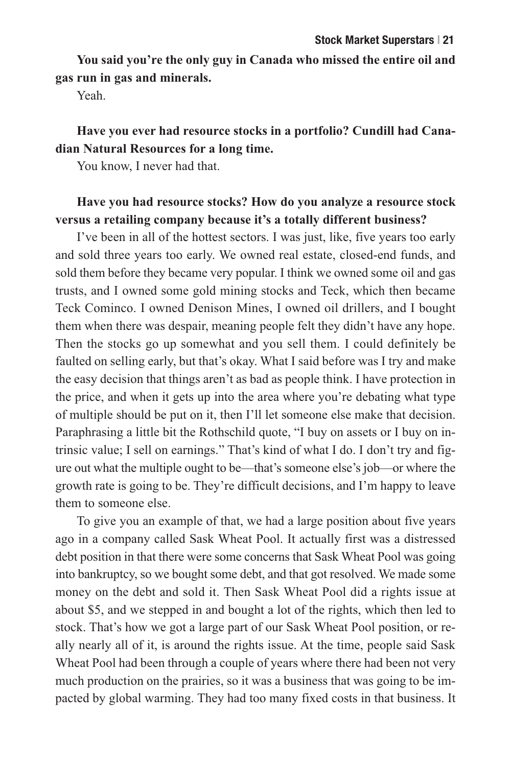**You said you're the only guy in Canada who missed the entire oil and gas run in gas and minerals.**

Yeah.

**Have you ever had resource stocks in a portfolio? Cundill had Canadian Natural Resources for a long time.**

You know, I never had that.

**Have you had resource stocks? How do you analyze a resource stock versus a retailing company because it's a totally different business?**

I've been in all of the hottest sectors. I was just, like, five years too early and sold three years too early. We owned real estate, closed-end funds, and sold them before they became very popular. I think we owned some oil and gas trusts, and I owned some gold mining stocks and Teck, which then became Teck Cominco. I owned Denison Mines, I owned oil drillers, and I bought them when there was despair, meaning people felt they didn't have any hope. Then the stocks go up somewhat and you sell them. I could definitely be faulted on selling early, but that's okay. What I said before was I try and make the easy decision that things aren't as bad as people think. I have protection in the price, and when it gets up into the area where you're debating what type of multiple should be put on it, then I'll let someone else make that decision. Paraphrasing a little bit the Rothschild quote, "I buy on assets or I buy on intrinsic value; I sell on earnings." That's kind of what I do. I don't try and figure out what the multiple ought to be—that's someone else's job—or where the growth rate is going to be. They're difficult decisions, and I'm happy to leave them to someone else.

To give you an example of that, we had a large position about five years ago in a company called Sask Wheat Pool. It actually first was a distressed debt position in that there were some concerns that Sask Wheat Pool was going into bankruptcy, so we bought some debt, and that got resolved. We made some money on the debt and sold it. Then Sask Wheat Pool did a rights issue at about $5, and we stepped in and bought a lot of the rights, which then led to stock. That's how we got a large part of our Sask Wheat Pool position, or really nearly all of it, is around the rights issue. At the time, people said Sask Wheat Pool had been through a couple of years where there had been not very much production on the prairies, so it was a business that was going to be impacted by global warming. They had too many fixed costs in that business. It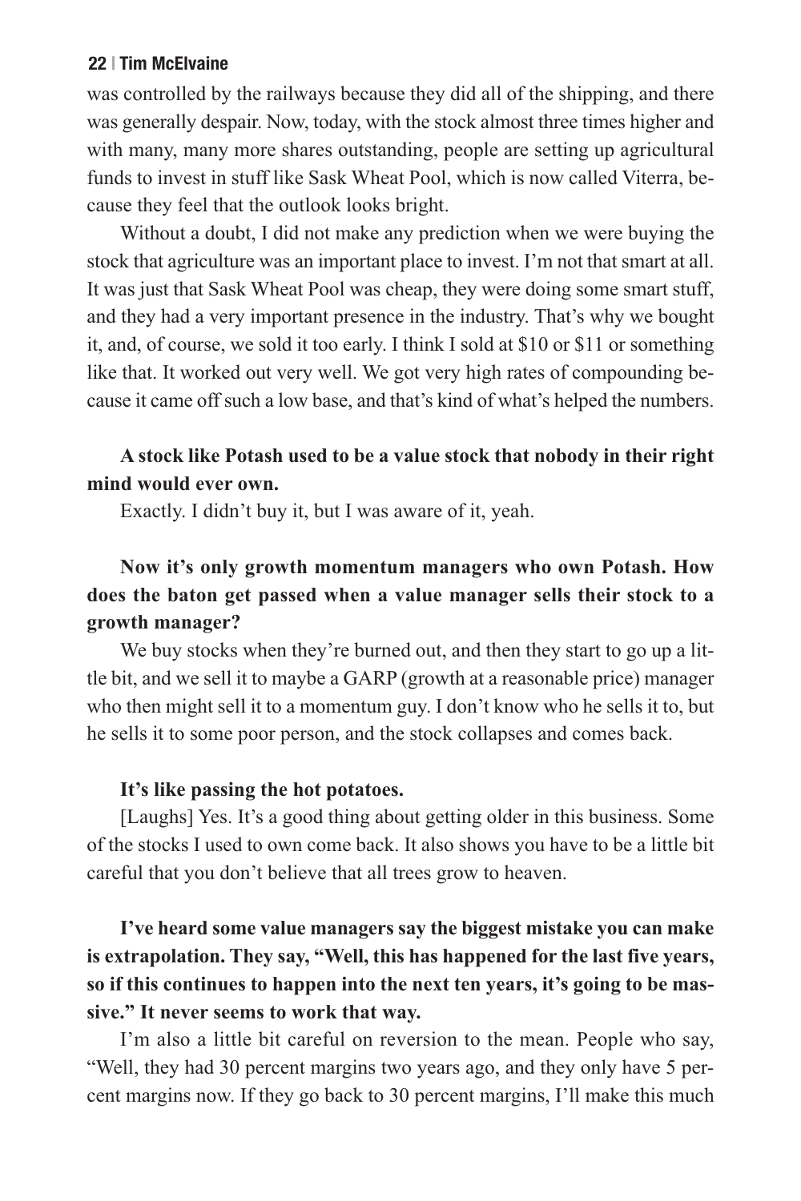was controlled by the railways because they did all of the shipping, and there was generally despair. Now, today, with the stock almost three times higher and with many, many more shares outstanding, people are setting up agricultural funds to invest in stuff like Sask Wheat Pool, which is now called Viterra, because they feel that the outlook looks bright.

Without a doubt, I did not make any prediction when we were buying the stock that agriculture was an important place to invest. I'm not that smart at all. It was just that Sask Wheat Pool was cheap, they were doing some smart stuff, and they had a very important presence in the industry. That's why we bought it, and, of course, we sold it too early. I think I sold at $10 or $11 or something like that. It worked out very well. We got very high rates of compounding because it came off such a low base, and that's kind of what's helped the numbers.

**A stock like Potash used to be a value stock that nobody in their right mind would ever own.**

Exactly. I didn't buy it, but I was aware of it, yeah.

**Now it's only growth momentum managers who own Potash. How does the baton get passed when a value manager sells their stock to a growth manager?**

We buy stocks when they're burned out, and then they start to go up a little bit, and we sell it to maybe a GARP (growth at a reasonable price) manager who then might sell it to a momentum guy. I don't know who he sells it to, but he sells it to some poor person, and the stock collapses and comes back.

**It's like passing the hot potatoes.**

[Laughs] Yes. It's a good thing about getting older in this business. Some of the stocks I used to own come back. It also shows you have to be a little bit careful that you don't believe that all trees grow to heaven.

**I've heard some value managers say the biggest mistake you can make is extrapolation. They say, "Well, this has happened for the last five years, so if this continues to happen into the next ten years, it's going to be massive." It never seems to work that way.**

I'm also a little bit careful on reversion to the mean. People who say, "Well, they had 30 percent margins two years ago, and they only have 5 percent margins now. If they go back to 30 percent margins, I'll make this much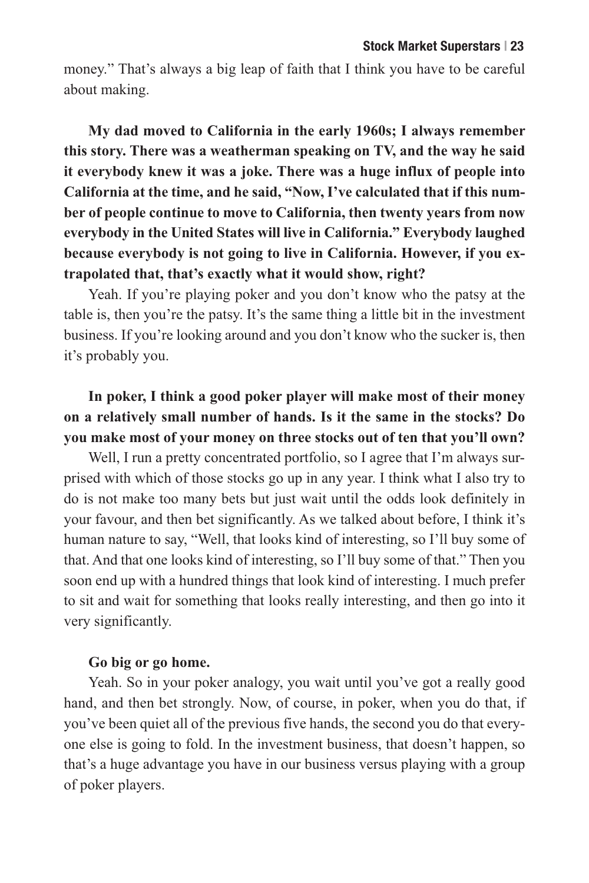money." That's always a big leap of faith that I think you have to be careful about making.

**My dad moved to California in the early 1960s; I always remember this story. There was a weatherman speaking on TV, and the way he said it everybody knew it was a joke. There was a huge influx of people into California at the time, and he said, "Now, I've calculated that if this number of people continue to move to California, then twenty years from now everybody in the United States will live in California." Everybody laughed because everybody is not going to live in California. However, if you extrapolated that, that's exactly what it would show, right?**

Yeah. If you're playing poker and you don't know who the patsy at the table is, then you're the patsy. It's the same thing a little bit in the investment business. If you're looking around and you don't know who the sucker is, then it's probably you.

**In poker, I think a good poker player will make most of their money on a relatively small number of hands. Is it the same in the stocks? Do you make most of your money on three stocks out of ten that you'll own?**

Well, I run a pretty concentrated portfolio, so I agree that I'm always surprised with which of those stocks go up in any year. I think what I also try to do is not make too many bets but just wait until the odds look definitely in your favour, and then bet significantly. As we talked about before, I think it's human nature to say, "Well, that looks kind of interesting, so I'll buy some of that. And that one looks kind of interesting, so I'll buy some of that." Then you soon end up with a hundred things that look kind of interesting. I much prefer to sit and wait for something that looks really interesting, and then go into it very significantly.

**Go big or go home.**

Yeah. So in your poker analogy, you wait until you've got a really good hand, and then bet strongly. Now, of course, in poker, when you do that, if you've been quiet all of the previous five hands, the second you do that everyone else is going to fold. In the investment business, that doesn't happen, so that's a huge advantage you have in our business versus playing with a group of poker players.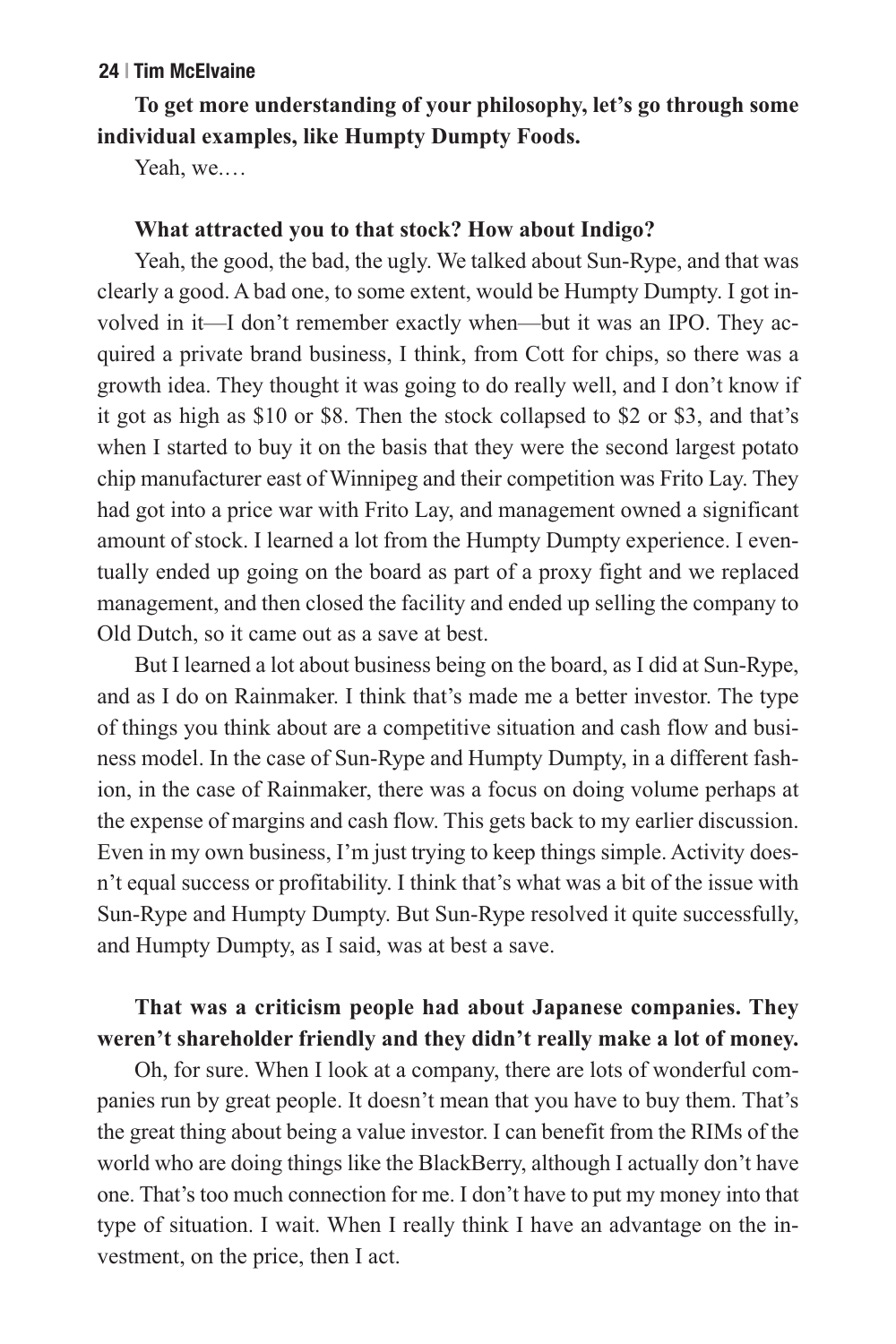**To get more understanding of your philosophy, let's go through some individual examples, like Humpty Dumpty Foods.**

Yeah, we.…

**What attracted you to that stock? How about Indigo?**

Yeah, the good, the bad, the ugly. We talked about Sun-Rype, and that was clearly a good. A bad one, to some extent, would be Humpty Dumpty. I got involved in it—I don't remember exactly when—but it was an IPO. They acquired a private brand business, I think, from Cott for chips, so there was a growth idea. They thought it was going to do really well, and I don't know if it got as high as $10 or $8. Then the stock collapsed to $2 or $3, and that's when I started to buy it on the basis that they were the second largest potato chip manufacturer east of Winnipeg and their competition was Frito Lay. They had got into a price war with Frito Lay, and management owned a significant amount of stock. I learned a lot from the Humpty Dumpty experience. I eventually ended up going on the board as part of a proxy fight and we replaced management, and then closed the facility and ended up selling the company to Old Dutch, so it came out as a save at best.

But I learned a lot about business being on the board, as I did at Sun-Rype, and as I do on Rainmaker. I think that's made me a better investor. The type of things you think about are a competitive situation and cash flow and business model. In the case of Sun-Rype and Humpty Dumpty, in a different fashion, in the case of Rainmaker, there was a focus on doing volume perhaps at the expense of margins and cash flow. This gets back to my earlier discussion. Even in my own business, I'm just trying to keep things simple. Activity doesn't equal success or profitability. I think that's what was a bit of the issue with Sun-Rype and Humpty Dumpty. But Sun-Rype resolved it quite successfully, and Humpty Dumpty, as I said, was at best a save.

**That was a criticism people had about Japanese companies. They weren't shareholder friendly and they didn't really make a lot of money.**

Oh, for sure. When I look at a company, there are lots of wonderful companies run by great people. It doesn't mean that you have to buy them. That's the great thing about being a value investor. I can benefit from the RIMs of the world who are doing things like the BlackBerry, although I actually don't have one. That's too much connection for me. I don't have to put my money into that type of situation. I wait. When I really think I have an advantage on the investment, on the price, then I act.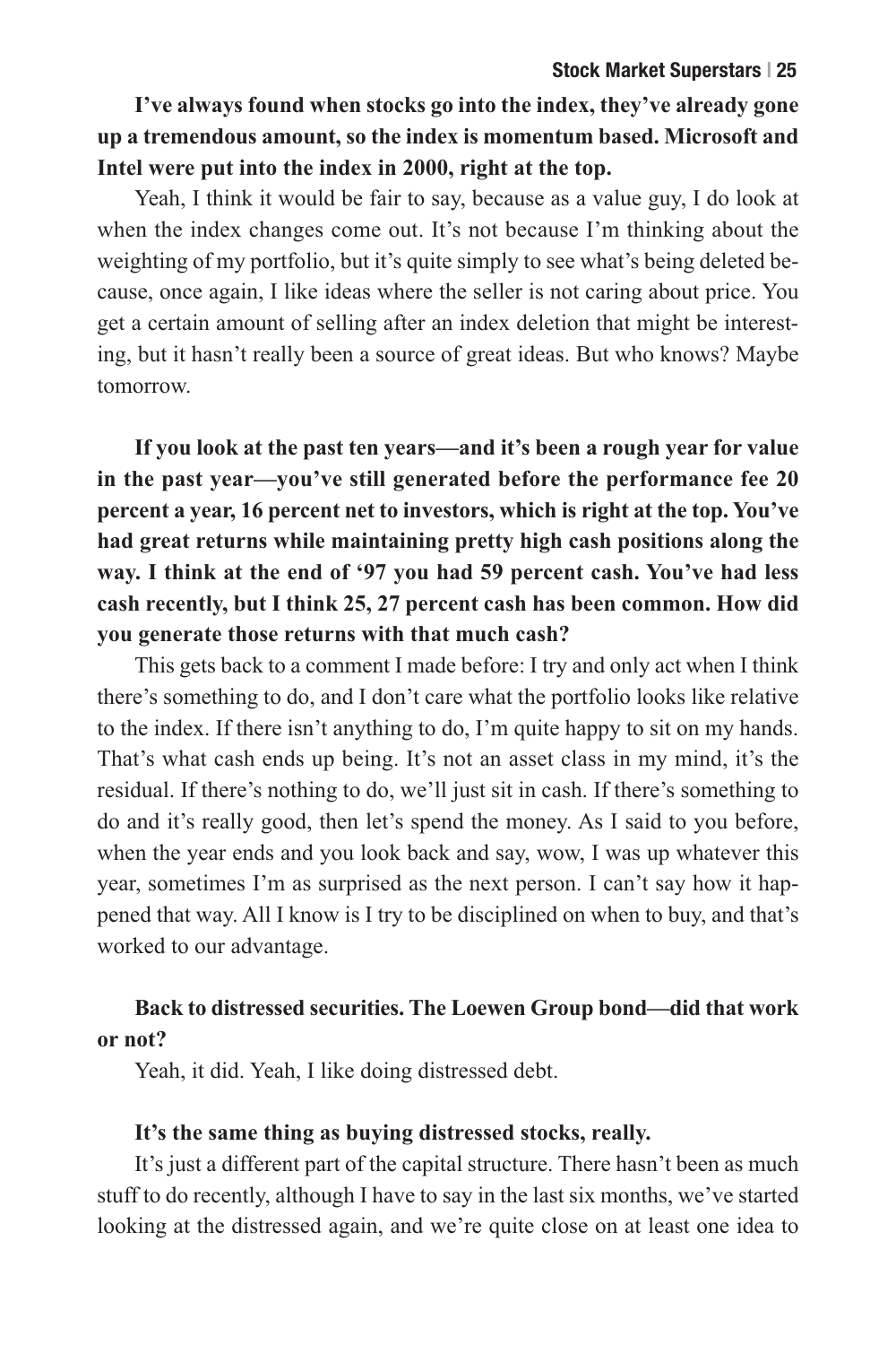**I've always found when stocks go into the index, they've already gone up a tremendous amount, so the index is momentum based. Microsoft and Intel were put into the index in 2000, right at the top.**

Yeah, I think it would be fair to say, because as a value guy, I do look at when the index changes come out. It's not because I'm thinking about the weighting of my portfolio, but it's quite simply to see what's being deleted because, once again, I like ideas where the seller is not caring about price. You get a certain amount of selling after an index deletion that might be interesting, but it hasn't really been a source of great ideas. But who knows? Maybe tomorrow.

**If you look at the past ten years—and it's been a rough year for value in the past year—you've still generated before the performance fee 20 percent a year, 16 percent net to investors, which is right at the top. You've had great returns while maintaining pretty high cash positions along the way. I think at the end of '97 you had 59 percent cash. You've had less cash recently, but I think 25, 27 percent cash has been common. How did you generate those returns with that much cash?**

This gets back to a comment I made before: I try and only act when I think there's something to do, and I don't care what the portfolio looks like relative to the index. If there isn't anything to do, I'm quite happy to sit on my hands. That's what cash ends up being. It's not an asset class in my mind, it's the residual. If there's nothing to do, we'll just sit in cash. If there's something to do and it's really good, then let's spend the money. As I said to you before, when the year ends and you look back and say, wow, I was up whatever this year, sometimes I'm as surprised as the next person. I can't say how it happened that way. All I know is I try to be disciplined on when to buy, and that's worked to our advantage.

**Back to distressed securities. The Loewen Group bond—did that work or not?**

Yeah, it did. Yeah, I like doing distressed debt.

**It's the same thing as buying distressed stocks, really.**

It's just a different part of the capital structure. There hasn't been as much stuff to do recently, although I have to say in the last six months, we've started looking at the distressed again, and we're quite close on at least one idea to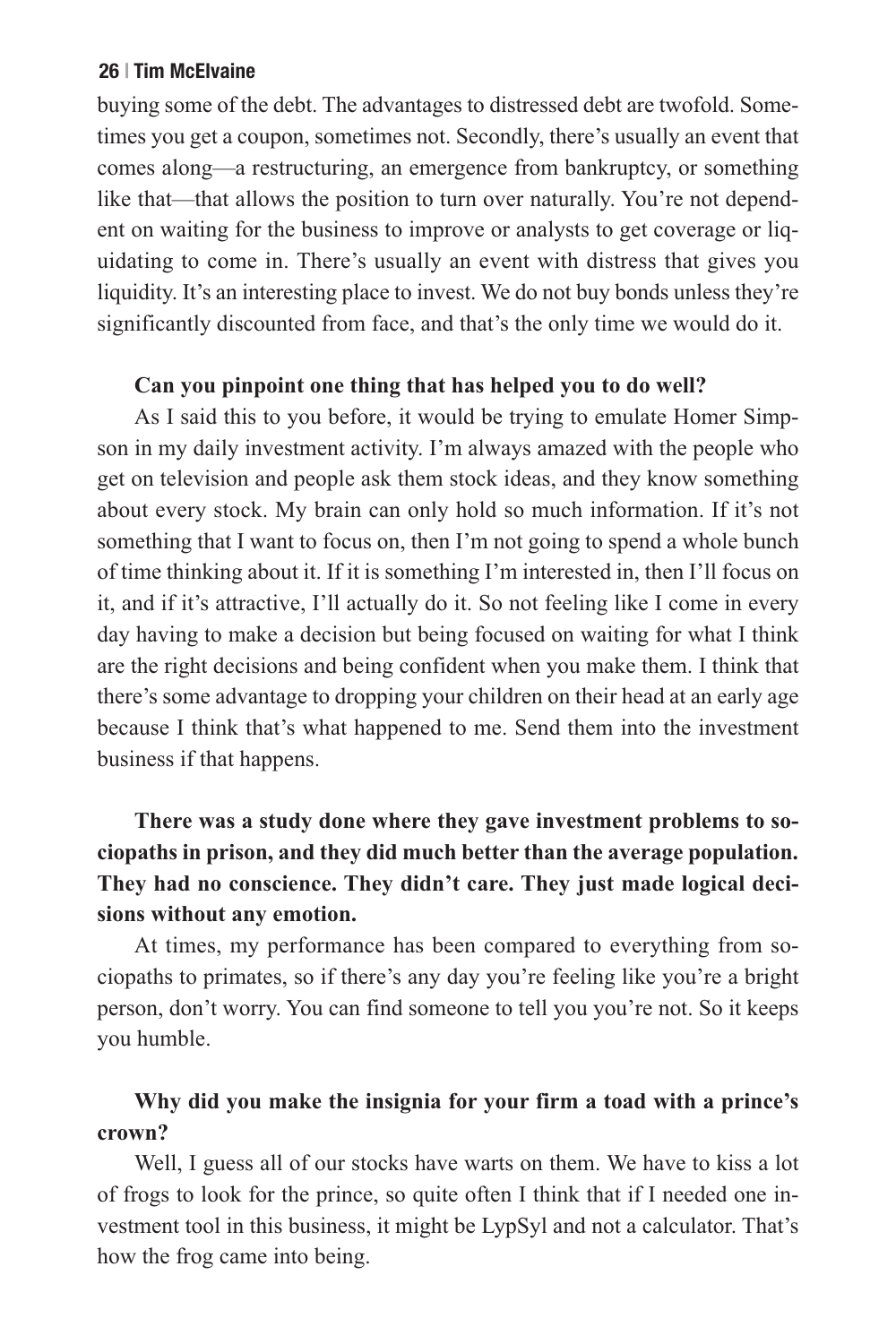buying some of the debt. The advantages to distressed debt are twofold. Sometimes you get a coupon, sometimes not. Secondly, there's usually an event that comes along—a restructuring, an emergence from bankruptcy, or something like that—that allows the position to turn over naturally. You're not dependent on waiting for the business to improve or analysts to get coverage or liquidating to come in. There's usually an event with distress that gives you liquidity. It's an interesting place to invest. We do not buy bonds unless they're significantly discounted from face, and that's the only time we would do it.

**Can you pinpoint one thing that has helped you to do well?**

As I said this to you before, it would be trying to emulate Homer Simpson in my daily investment activity. I'm always amazed with the people who get on television and people ask them stock ideas, and they know something about every stock. My brain can only hold so much information. If it's not something that I want to focus on, then I'm not going to spend a whole bunch of time thinking about it. If it is something I'm interested in, then I'll focus on it, and if it's attractive, I'll actually do it. So not feeling like I come in every day having to make a decision but being focused on waiting for what I think are the right decisions and being confident when you make them. I think that there's some advantage to dropping your children on their head at an early age because I think that's what happened to me. Send them into the investment business if that happens.

**There was a study done where they gave investment problems to sociopaths in prison, and they did much better than the average population. They had no conscience. They didn't care. They just made logical decisions without any emotion.**

At times, my performance has been compared to everything from sociopaths to primates, so if there's any day you're feeling like you're a bright person, don't worry. You can find someone to tell you you're not. So it keeps you humble.

**Why did you make the insignia for your firm a toad with a prince's crown?**

Well, I guess all of our stocks have warts on them. We have to kiss a lot of frogs to look for the prince, so quite often I think that if I needed one investment tool in this business, it might be LypSyl and not a calculator. That's how the frog came into being.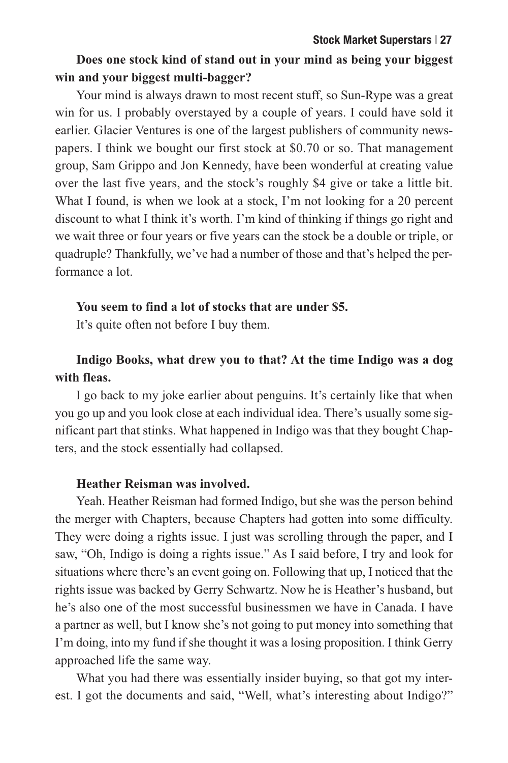**Does one stock kind of stand out in your mind as being your biggest win and your biggest multi-bagger?**

Your mind is always drawn to most recent stuff, so Sun-Rype was a great win for us. I probably overstayed by a couple of years. I could have sold it earlier. Glacier Ventures is one of the largest publishers of community newspapers. I think we bought our first stock at $0.70 or so. That management group, Sam Grippo and Jon Kennedy, have been wonderful at creating value over the last five years, and the stock's roughly $4 give or take a little bit. What I found, is when we look at a stock, I'm not looking for a 20 percent discount to what I think it's worth. I'm kind of thinking if things go right and we wait three or four years or five years can the stock be a double or triple, or quadruple? Thankfully, we've had a number of those and that's helped the performance a lot.

**You seem to find a lot of stocks that are under $5.**

It's quite often not before I buy them.

**Indigo Books, what drew you to that? At the time Indigo was a dog with fleas.**

I go back to my joke earlier about penguins. It's certainly like that when you go up and you look close at each individual idea. There's usually some significant part that stinks. What happened in Indigo was that they bought Chapters, and the stock essentially had collapsed.

**Heather Reisman was involved.**

Yeah. Heather Reisman had formed Indigo, but she was the person behind the merger with Chapters, because Chapters had gotten into some difficulty. They were doing a rights issue. I just was scrolling through the paper, and I saw, "Oh, Indigo is doing a rights issue." As I said before, I try and look for situations where there's an event going on. Following that up, I noticed that the rights issue was backed by Gerry Schwartz. Now he is Heather's husband, but he's also one of the most successful businessmen we have in Canada. I have a partner as well, but I know she's not going to put money into something that I'm doing, into my fund if she thought it was a losing proposition. I think Gerry approached life the same way.

What you had there was essentially insider buying, so that got my interest. I got the documents and said, "Well, what's interesting about Indigo?"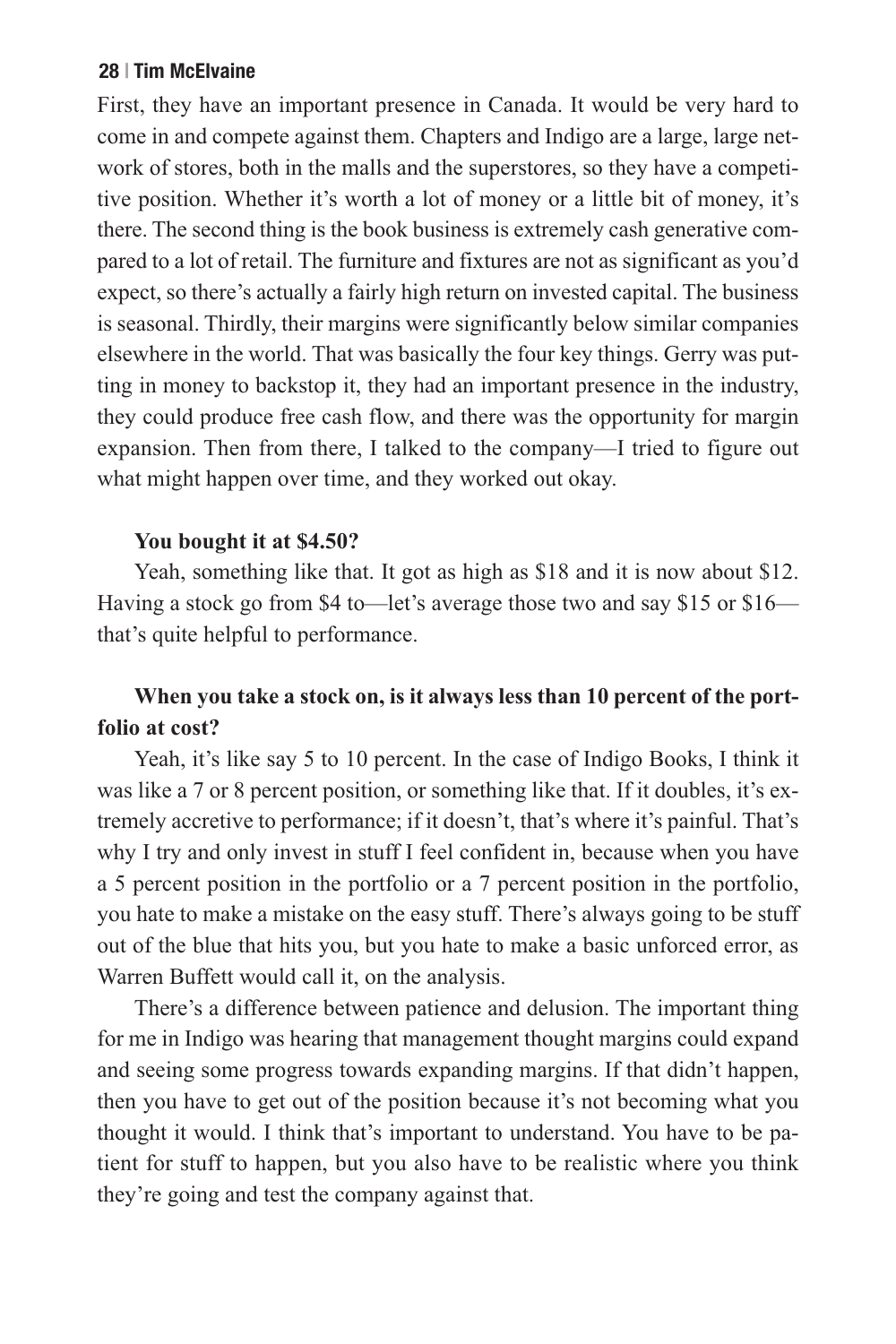First, they have an important presence in Canada. It would be very hard to come in and compete against them. Chapters and Indigo are a large, large network of stores, both in the malls and the superstores, so they have a competitive position. Whether it's worth a lot of money or a little bit of money, it's there. The second thing is the book business is extremely cash generative compared to a lot of retail. The furniture and fixtures are not as significant as you'd expect, so there's actually a fairly high return on invested capital. The business is seasonal. Thirdly, their margins were significantly below similar companies elsewhere in the world. That was basically the four key things. Gerry was putting in money to backstop it, they had an important presence in the industry, they could produce free cash flow, and there was the opportunity for margin expansion. Then from there, I talked to the company—I tried to figure out what might happen over time, and they worked out okay.

**You bought it at $4.50?**

Yeah, something like that. It got as high as $18 and it is now about $12. Having a stock go from $4 to—let's average those two and say $15 or $16—that's quite helpful to performance.

**When you take a stock on, is it always less than 10 percent of the portfolio at cost?**

Yeah, it's like say 5 to 10 percent. In the case of Indigo Books, I think it was like a 7 or 8 percent position, or something like that. If it doubles, it's extremely accretive to performance; if it doesn't, that's where it's painful. That's why I try and only invest in stuff I feel confident in, because when you have a 5 percent position in the portfolio or a 7 percent position in the portfolio, you hate to make a mistake on the easy stuff. There's always going to be stuff out of the blue that hits you, but you hate to make a basic unforced error, as Warren Buffett would call it, on the analysis.

There's a difference between patience and delusion. The important thing for me in Indigo was hearing that management thought margins could expand and seeing some progress towards expanding margins. If that didn't happen, then you have to get out of the position because it's not becoming what you thought it would. I think that's important to understand. You have to be patient for stuff to happen, but you also have to be realistic where you think they're going and test the company against that.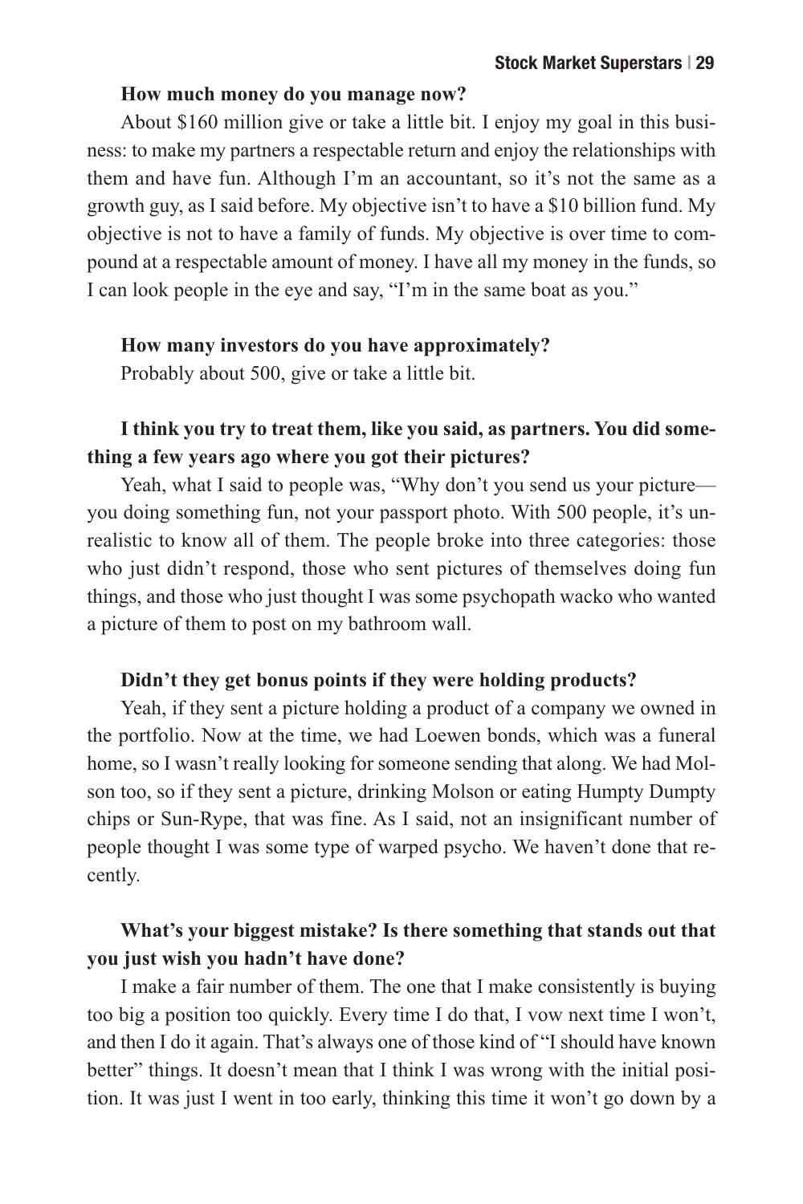**How much money do you manage now?**

About $160 million give or take a little bit. I enjoy my goal in this business: to make my partners a respectable return and enjoy the relationships with them and have fun. Although I'm an accountant, so it's not the same as a growth guy, as I said before. My objective isn't to have a $10 billion fund. My objective is not to have a family of funds. My objective is over time to compound at a respectable amount of money. I have all my money in the funds, so I can look people in the eye and say, "I'm in the same boat as you."

**How many investors do you have approximately?**

Probably about 500, give or take a little bit.

**I think you try to treat them, like you said, as partners. You did something a few years ago where you got their pictures?**

Yeah, what I said to people was, "Why don't you send us your picture—you doing something fun, not your passport photo. With 500 people, it's unrealistic to know all of them. The people broke into three categories: those who just didn't respond, those who sent pictures of themselves doing fun things, and those who just thought I was some psychopath wacko who wanted a picture of them to post on my bathroom wall.

**Didn't they get bonus points if they were holding products?**

Yeah, if they sent a picture holding a product of a company we owned in the portfolio. Now at the time, we had Loewen bonds, which was a funeral home, so I wasn't really looking for someone sending that along. We had Molson too, so if they sent a picture, drinking Molson or eating Humpty Dumpty chips or Sun-Rype, that was fine. As I said, not an insignificant number of people thought I was some type of warped psycho. We haven't done that recently.

**What's your biggest mistake? Is there something that stands out that you just wish you hadn't have done?**

I make a fair number of them. The one that I make consistently is buying too big a position too quickly. Every time I do that, I vow next time I won't, and then I do it again. That's always one of those kind of "I should have known better" things. It doesn't mean that I think I was wrong with the initial position. It was just I went in too early, thinking this time it won't go down by a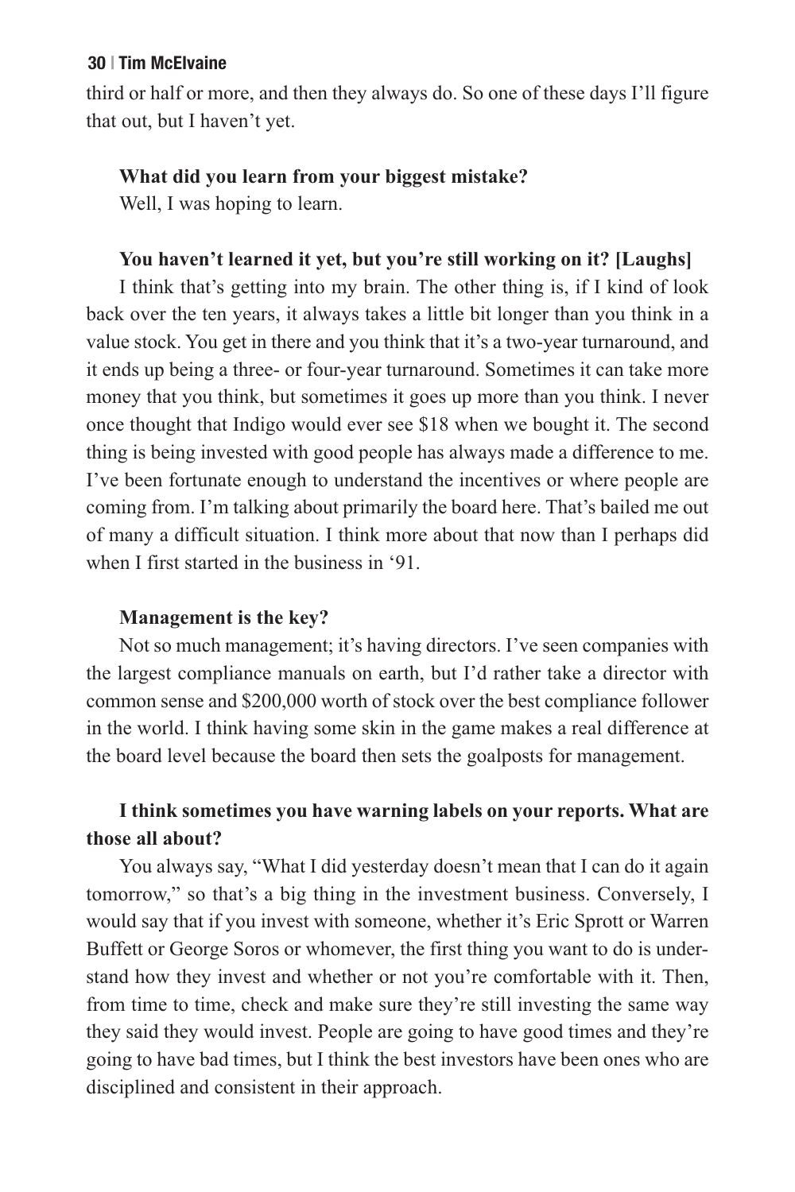third or half or more, and then they always do. So one of these days I'll figure that out, but I haven't yet.

**What did you learn from your biggest mistake?**

Well, I was hoping to learn.

**You haven't learned it yet, but you're still working on it? [Laughs]**

I think that's getting into my brain. The other thing is, if I kind of look back over the ten years, it always takes a little bit longer than you think in a value stock. You get in there and you think that it's a two-year turnaround, and it ends up being a three- or four-year turnaround. Sometimes it can take more money that you think, but sometimes it goes up more than you think. I never once thought that Indigo would ever see $18 when we bought it. The second thing is being invested with good people has always made a difference to me. I've been fortunate enough to understand the incentives or where people are coming from. I'm talking about primarily the board here. That's bailed me out of many a difficult situation. I think more about that now than I perhaps did when I first started in the business in '91.

**Management is the key?**

Not so much management; it's having directors. I've seen companies with the largest compliance manuals on earth, but I'd rather take a director with common sense and $200,000 worth of stock over the best compliance follower in the world. I think having some skin in the game makes a real difference at the board level because the board then sets the goalposts for management.

**I think sometimes you have warning labels on your reports. What are those all about?**

You always say, "What I did yesterday doesn't mean that I can do it again tomorrow," so that's a big thing in the investment business. Conversely, I would say that if you invest with someone, whether it's Eric Sprott or Warren Buffett or George Soros or whomever, the first thing you want to do is understand how they invest and whether or not you're comfortable with it. Then, from time to time, check and make sure they're still investing the same way they said they would invest. People are going to have good times and they're going to have bad times, but I think the best investors have been ones who are disciplined and consistent in their approach.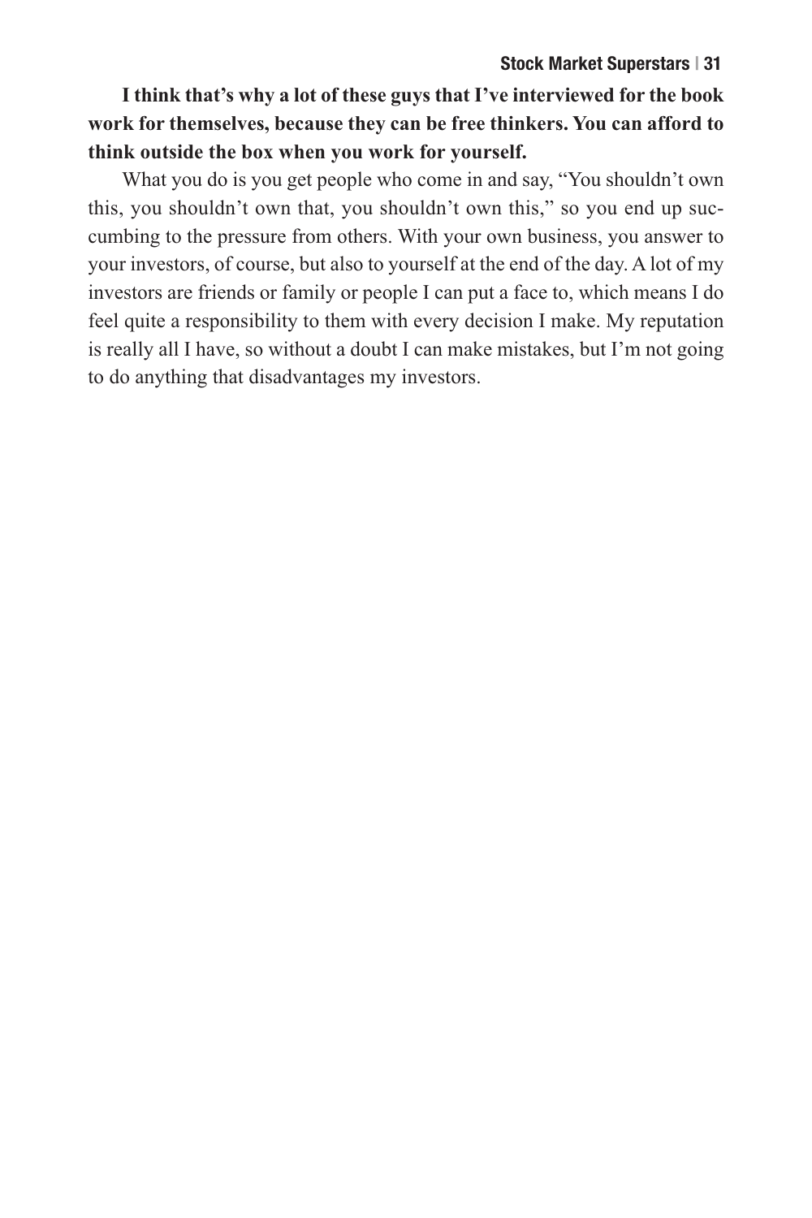**I think that's why a lot of these guys that I've interviewed for the book work for themselves, because they can be free thinkers. You can afford to think outside the box when you work for yourself.**

What you do is you get people who come in and say, "You shouldn't own this, you shouldn't own that, you shouldn't own this," so you end up succumbing to the pressure from others. With your own business, you answer to your investors, of course, but also to yourself at the end of the day. A lot of my investors are friends or family or people I can put a face to, which means I do feel quite a responsibility to them with every decision I make. My reputation is really all I have, so without a doubt I can make mistakes, but I'm not going to do anything that disadvantages my investors.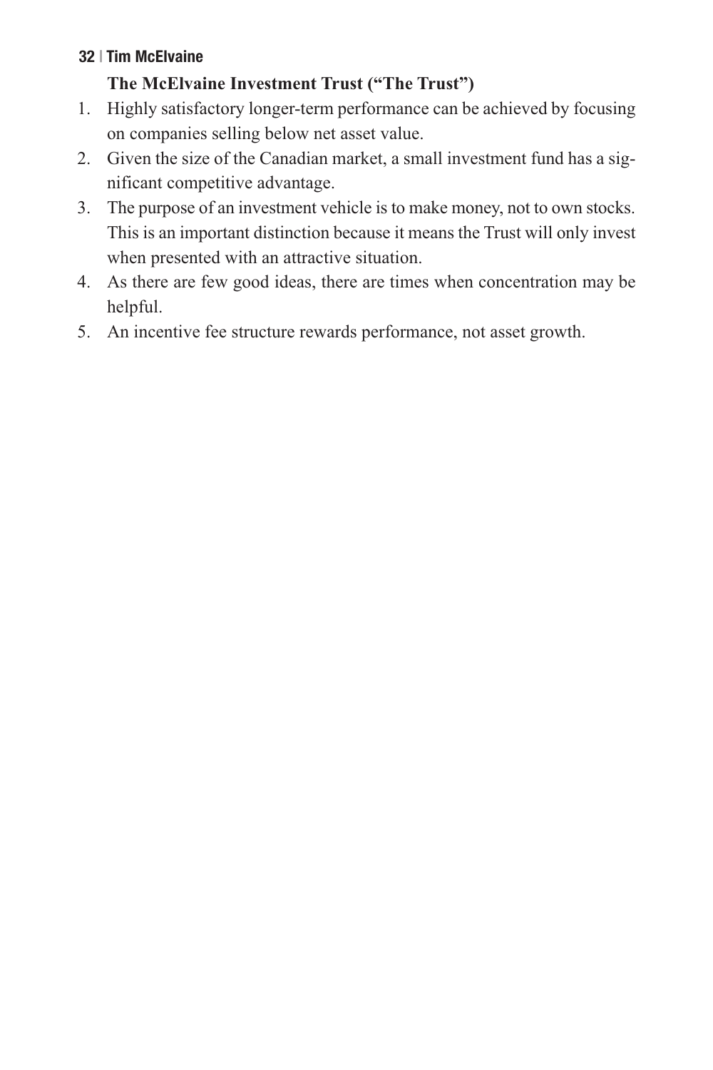**The McElvaine Investment Trust ("The Trust")**

1. Highly satisfactory longer-term performance can be achieved by focusing on companies selling below net asset value.
2. Given the size of the Canadian market, a small investment fund has a significant competitive advantage.
3. The purpose of an investment vehicle is to make money, not to own stocks. This is an important distinction because it means the Trust will only invest when presented with an attractive situation.
4. As there are few good ideas, there are times when concentration may be helpful.
5. An incentive fee structure rewards performance, not asset growth.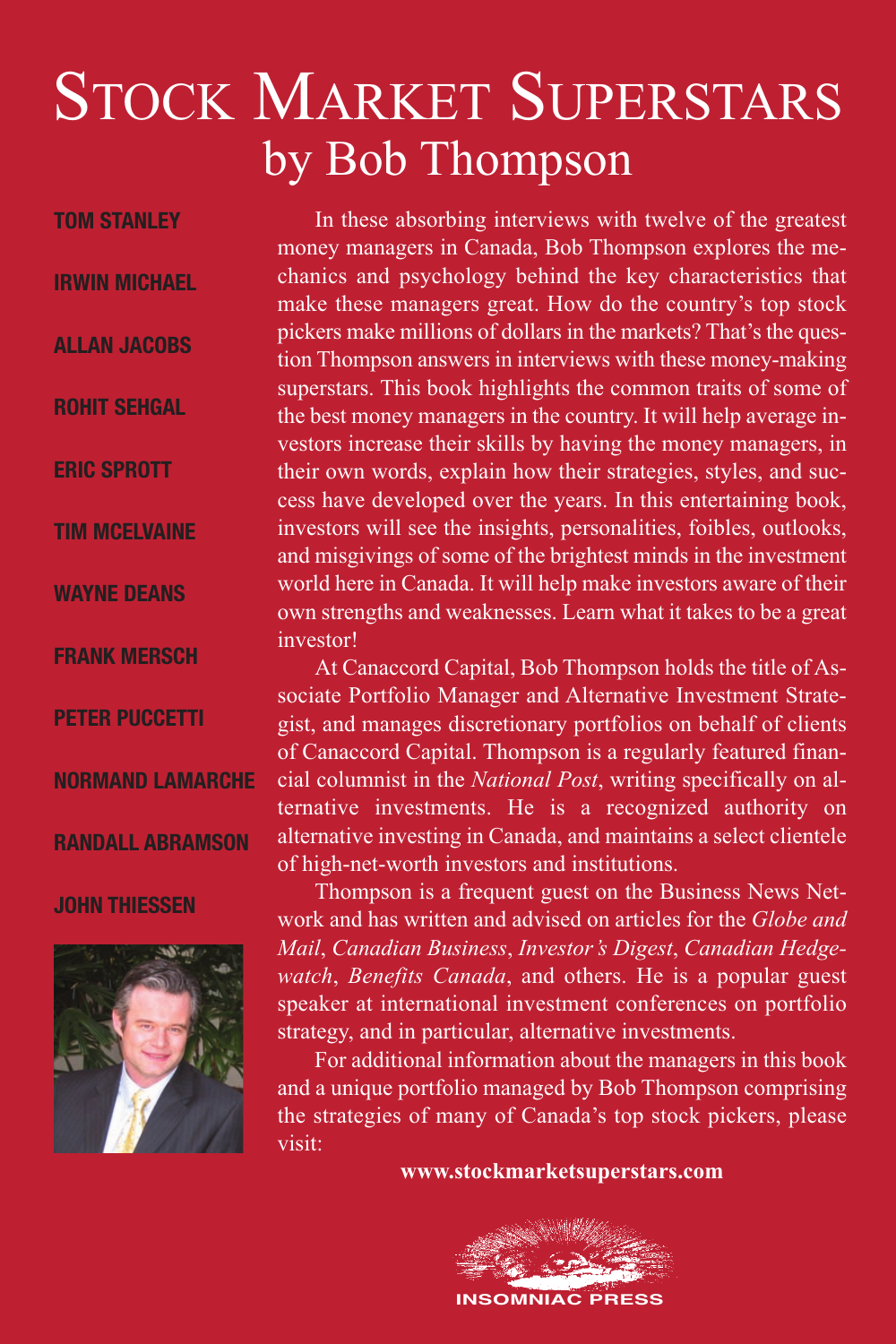# Stock Market Superstars
## by Bob Thompson

**TOM STANLEY**

**IRWIN MICHAEL**

**ALLAN JACOBS**

**ROHIT SEHGAL**

**ERIC SPROTT**

**TIM MCELVAINE**

**WAYNE DEANS**

**FRANK MERSCH**

**PETER PUCCETTI**

**NORMAND LAMARCHE**

**RANDALL ABRAMSON**

**JOHN THIESSEN**

In these absorbing interviews with twelve of the greatest money managers in Canada, Bob Thompson explores the mechanics and psychology behind the key characteristics that make these managers great. How do the country's top stock pickers make millions of dollars in the markets? That's the question Thompson answers in interviews with these money-making superstars. This book highlights the common traits of some of the best money managers in the country. It will help average investors increase their skills by having the money managers, in their own words, explain how their strategies, styles, and success have developed over the years. In this entertaining book, investors will see the insights, personalities, foibles, outlooks, and misgivings of some of the brightest minds in the investment world here in Canada. It will help make investors aware of their own strengths and weaknesses. Learn what it takes to be a great investor!

At Canaccord Capital, Bob Thompson holds the title of Associate Portfolio Manager and Alternative Investment Strategist, and manages discretionary portfolios on behalf of clients of Canaccord Capital. Thompson is a regularly featured financial columnist in the *National Post*, writing specifically on alternative investments. He is a recognized authority on alternative investing in Canada, and maintains a select clientele of high-net-worth investors and institutions.

Thompson is a frequent guest on the Business News Network and has written and advised on articles for the *Globe and Mail*, *Canadian Business*, *Investor's Digest*, *Canadian Hedgewatch*, *Benefits Canada*, and others. He is a popular guest speaker at international investment conferences on portfolio strategy, and in particular, alternative investments.

For additional information about the managers in this book and a unique portfolio managed by Bob Thompson comprising the strategies of many of Canada's top stock pickers, please visit:

**www.stockmarketsuperstars.com**

INSOMNIAC PRESS